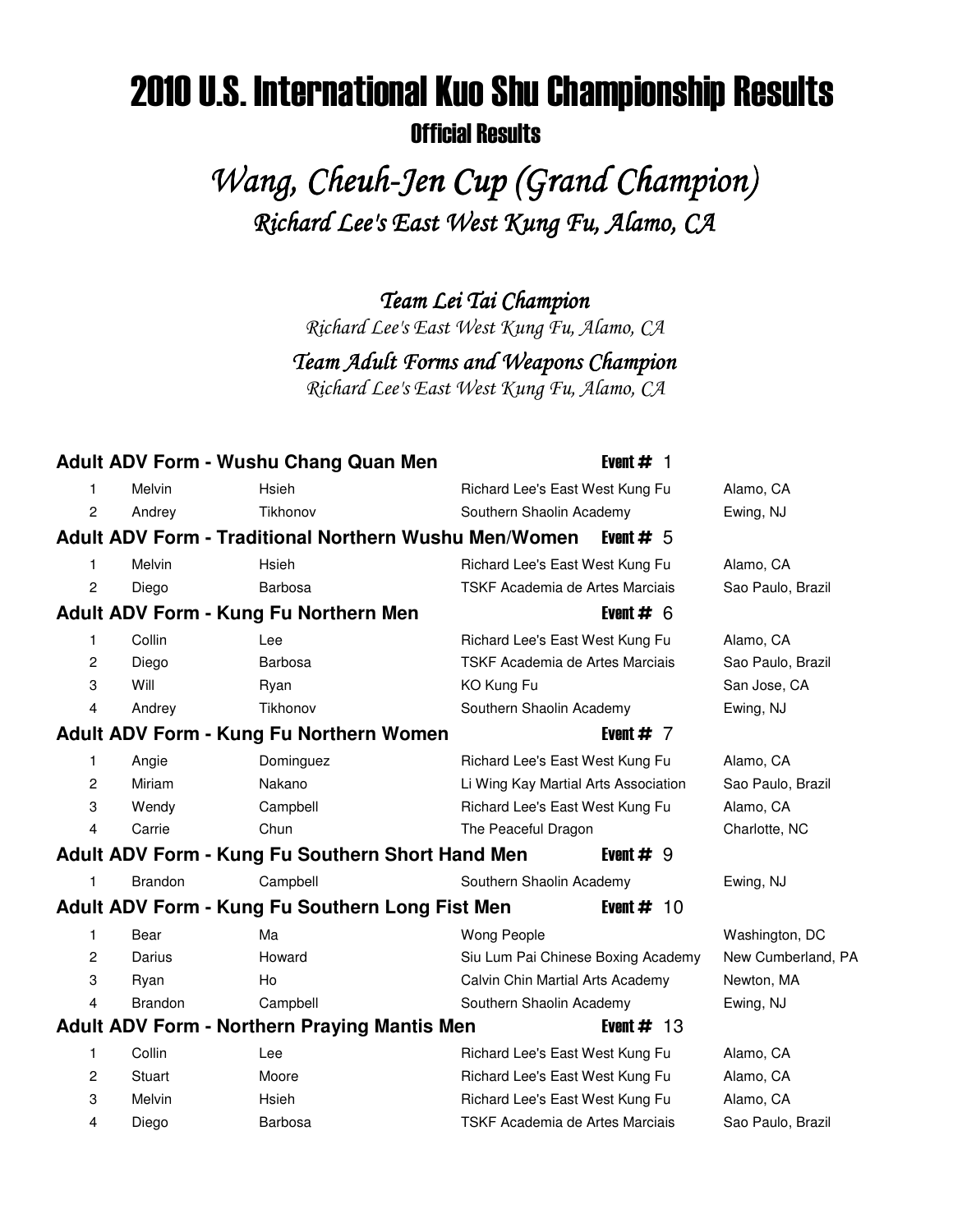# 2010 U.S. International Kuo Shu Championship Results

## Official Results

## *Wang, Cheuh-Jen Cup (Grand Champion)*

### *Richard Lee's East West Kung Fu, Alamo, CA*

### *Team Lei Tai Champion*

*Richard Lee's East West Kung Fu, Alamo, CA*

### *Team Adult Forms and Weapons Champion*

*Richard Lee's East West Kung Fu, Alamo, CA*

**Adult ADV Form - Wushu Chang Quan Men** — **Event #** 1

| | | | | |
|---|---|---|---|---|
| 1 | Melvin | Hsieh | Richard Lee's East West Kung Fu | Alamo, CA |
| 2 | Andrey | Tikhonov | Southern Shaolin Academy | Ewing, NJ |

**Adult ADV Form - Traditional Northern Wushu Men/Women** — **Event #** 5

| | | | | |
|---|---|---|---|---|
| 1 | Melvin | Hsieh | Richard Lee's East West Kung Fu | Alamo, CA |
| 2 | Diego | Barbosa | TSKF Academia de Artes Marciais | Sao Paulo, Brazil |

**Adult ADV Form - Kung Fu Northern Men** — **Event #** 6

| | | | | |
|---|---|---|---|---|
| 1 | Collin | Lee | Richard Lee's East West Kung Fu | Alamo, CA |
| 2 | Diego | Barbosa | TSKF Academia de Artes Marciais | Sao Paulo, Brazil |
| 3 | Will | Ryan | KO Kung Fu | San Jose, CA |
| 4 | Andrey | Tikhonov | Southern Shaolin Academy | Ewing, NJ |

**Adult ADV Form - Kung Fu Northern Women** — **Event #** 7

| | | | | |
|---|---|---|---|---|
| 1 | Angie | Dominguez | Richard Lee's East West Kung Fu | Alamo, CA |
| 2 | Miriam | Nakano | Li Wing Kay Martial Arts Association | Sao Paulo, Brazil |
| 3 | Wendy | Campbell | Richard Lee's East West Kung Fu | Alamo, CA |
| 4 | Carrie | Chun | The Peaceful Dragon | Charlotte, NC |

**Adult ADV Form - Kung Fu Southern Short Hand Men** — **Event #** 9

| | | | | |
|---|---|---|---|---|
| 1 | Brandon | Campbell | Southern Shaolin Academy | Ewing, NJ |

**Adult ADV Form - Kung Fu Southern Long Fist Men** — **Event #** 10

| | | | | |
|---|---|---|---|---|
| 1 | Bear | Ma | Wong People | Washington, DC |
| 2 | Darius | Howard | Siu Lum Pai Chinese Boxing Academy | New Cumberland, PA |
| 3 | Ryan | Ho | Calvin Chin Martial Arts Academy | Newton, MA |
| 4 | Brandon | Campbell | Southern Shaolin Academy | Ewing, NJ |

**Adult ADV Form - Northern Praying Mantis Men** — **Event #** 13

| | | | | |
|---|---|---|---|---|
| 1 | Collin | Lee | Richard Lee's East West Kung Fu | Alamo, CA |
| 2 | Stuart | Moore | Richard Lee's East West Kung Fu | Alamo, CA |
| 3 | Melvin | Hsieh | Richard Lee's East West Kung Fu | Alamo, CA |
| 4 | Diego | Barbosa | TSKF Academia de Artes Marciais | Sao Paulo, Brazil |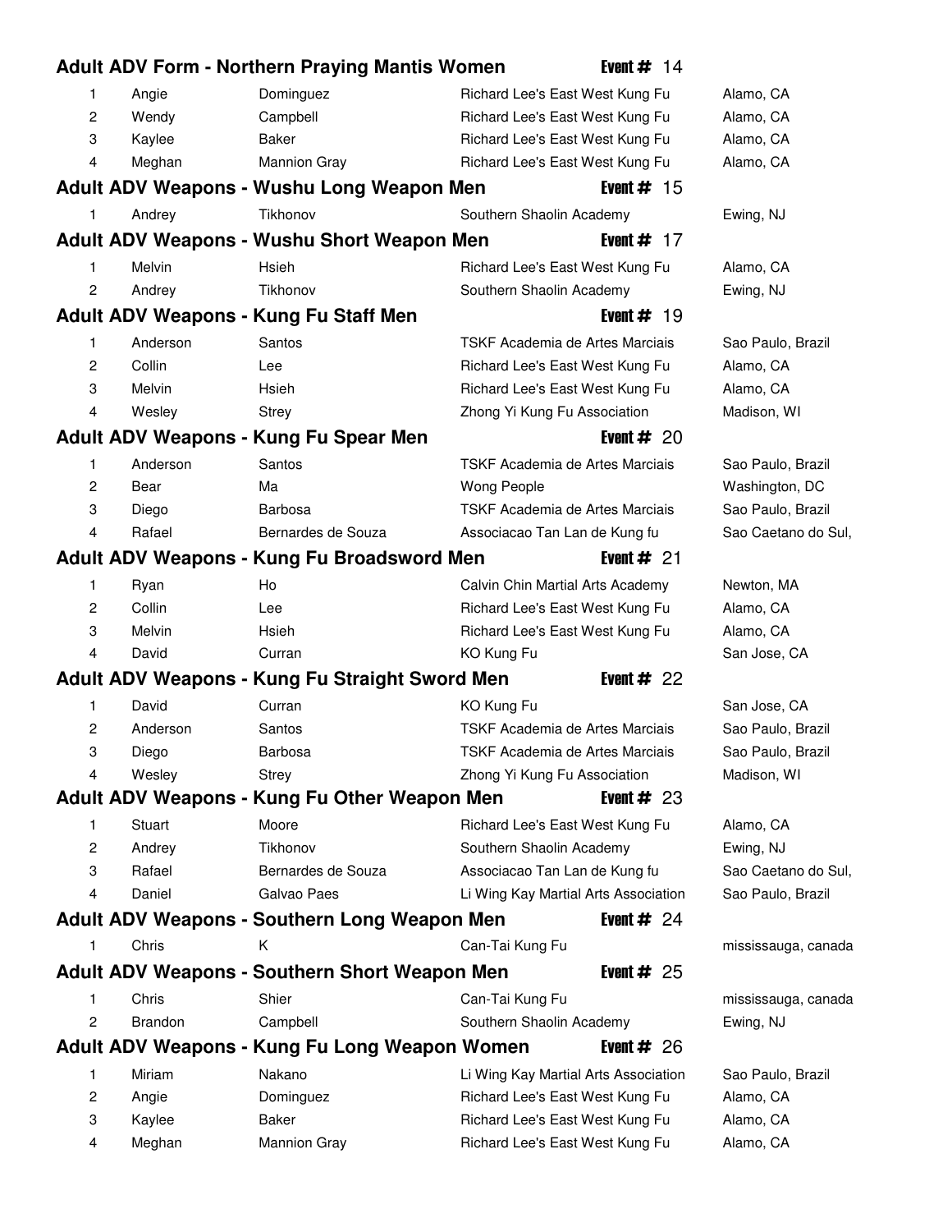## Adult ADV Form - Northern Praying Mantis Women — Event # 14

| | | | | |
|---|---|---|---|---|
| 1 | Angie | Dominguez | Richard Lee's East West Kung Fu | Alamo, CA |
| 2 | Wendy | Campbell | Richard Lee's East West Kung Fu | Alamo, CA |
| 3 | Kaylee | Baker | Richard Lee's East West Kung Fu | Alamo, CA |
| 4 | Meghan | Mannion Gray | Richard Lee's East West Kung Fu | Alamo, CA |

## Adult ADV Weapons - Wushu Long Weapon Men — Event # 15

| | | | | |
|---|---|---|---|---|
| 1 | Andrey | Tikhonov | Southern Shaolin Academy | Ewing, NJ |

## Adult ADV Weapons - Wushu Short Weapon Men — Event # 17

| | | | | |
|---|---|---|---|---|
| 1 | Melvin | Hsieh | Richard Lee's East West Kung Fu | Alamo, CA |
| 2 | Andrey | Tikhonov | Southern Shaolin Academy | Ewing, NJ |

## Adult ADV Weapons - Kung Fu Staff Men — Event # 19

| | | | | |
|---|---|---|---|---|
| 1 | Anderson | Santos | TSKF Academia de Artes Marciais | Sao Paulo, Brazil |
| 2 | Collin | Lee | Richard Lee's East West Kung Fu | Alamo, CA |
| 3 | Melvin | Hsieh | Richard Lee's East West Kung Fu | Alamo, CA |
| 4 | Wesley | Strey | Zhong Yi Kung Fu Association | Madison, WI |

## Adult ADV Weapons - Kung Fu Spear Men — Event # 20

| | | | | |
|---|---|---|---|---|
| 1 | Anderson | Santos | TSKF Academia de Artes Marciais | Sao Paulo, Brazil |
| 2 | Bear | Ma | Wong People | Washington, DC |
| 3 | Diego | Barbosa | TSKF Academia de Artes Marciais | Sao Paulo, Brazil |
| 4 | Rafael | Bernardes de Souza | Associacao Tan Lan de Kung fu | Sao Caetano do Sul, |

## Adult ADV Weapons - Kung Fu Broadsword Men — Event # 21

| | | | | |
|---|---|---|---|---|
| 1 | Ryan | Ho | Calvin Chin Martial Arts Academy | Newton, MA |
| 2 | Collin | Lee | Richard Lee's East West Kung Fu | Alamo, CA |
| 3 | Melvin | Hsieh | Richard Lee's East West Kung Fu | Alamo, CA |
| 4 | David | Curran | KO Kung Fu | San Jose, CA |

## Adult ADV Weapons - Kung Fu Straight Sword Men — Event # 22

| | | | | |
|---|---|---|---|---|
| 1 | David | Curran | KO Kung Fu | San Jose, CA |
| 2 | Anderson | Santos | TSKF Academia de Artes Marciais | Sao Paulo, Brazil |
| 3 | Diego | Barbosa | TSKF Academia de Artes Marciais | Sao Paulo, Brazil |
| 4 | Wesley | Strey | Zhong Yi Kung Fu Association | Madison, WI |

## Adult ADV Weapons - Kung Fu Other Weapon Men — Event # 23

| | | | | |
|---|---|---|---|---|
| 1 | Stuart | Moore | Richard Lee's East West Kung Fu | Alamo, CA |
| 2 | Andrey | Tikhonov | Southern Shaolin Academy | Ewing, NJ |
| 3 | Rafael | Bernardes de Souza | Associacao Tan Lan de Kung fu | Sao Caetano do Sul, |
| 4 | Daniel | Galvao Paes | Li Wing Kay Martial Arts Association | Sao Paulo, Brazil |

## Adult ADV Weapons - Southern Long Weapon Men — Event # 24

| | | | | |
|---|---|---|---|---|
| 1 | Chris | K | Can-Tai Kung Fu | mississauga, canada |

## Adult ADV Weapons - Southern Short Weapon Men — Event # 25

| | | | | |
|---|---|---|---|---|
| 1 | Chris | Shier | Can-Tai Kung Fu | mississauga, canada |
| 2 | Brandon | Campbell | Southern Shaolin Academy | Ewing, NJ |

## Adult ADV Weapons - Kung Fu Long Weapon Women — Event # 26

| | | | | |
|---|---|---|---|---|
| 1 | Miriam | Nakano | Li Wing Kay Martial Arts Association | Sao Paulo, Brazil |
| 2 | Angie | Dominguez | Richard Lee's East West Kung Fu | Alamo, CA |
| 3 | Kaylee | Baker | Richard Lee's East West Kung Fu | Alamo, CA |
| 4 | Meghan | Mannion Gray | Richard Lee's East West Kung Fu | Alamo, CA |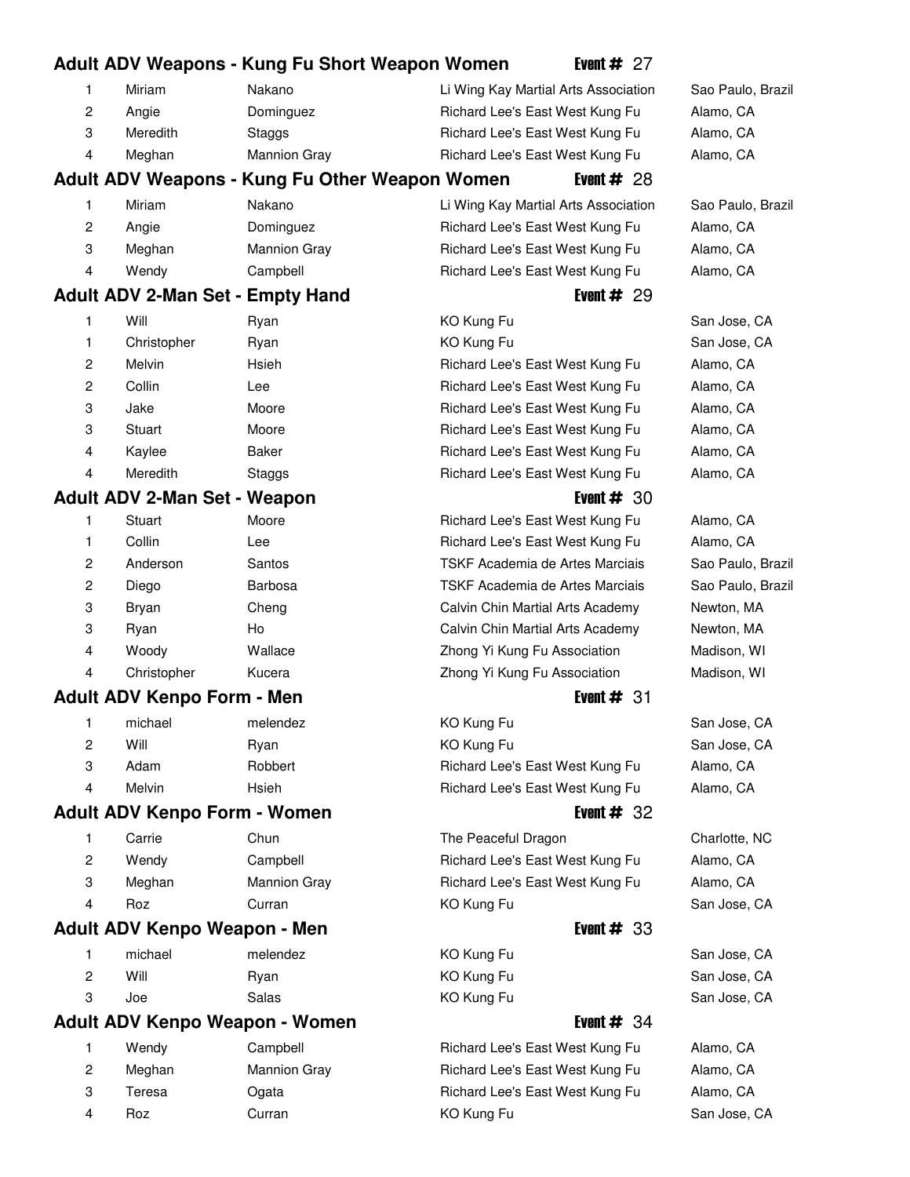### Adult ADV Weapons - Kung Fu Short Weapon Women — Event # 27

| | | | | |
|---|---|---|---|---|
| 1 | Miriam | Nakano | Li Wing Kay Martial Arts Association | Sao Paulo, Brazil |
| 2 | Angie | Dominguez | Richard Lee's East West Kung Fu | Alamo, CA |
| 3 | Meredith | Staggs | Richard Lee's East West Kung Fu | Alamo, CA |
| 4 | Meghan | Mannion Gray | Richard Lee's East West Kung Fu | Alamo, CA |

### Adult ADV Weapons - Kung Fu Other Weapon Women — Event # 28

| | | | | |
|---|---|---|---|---|
| 1 | Miriam | Nakano | Li Wing Kay Martial Arts Association | Sao Paulo, Brazil |
| 2 | Angie | Dominguez | Richard Lee's East West Kung Fu | Alamo, CA |
| 3 | Meghan | Mannion Gray | Richard Lee's East West Kung Fu | Alamo, CA |
| 4 | Wendy | Campbell | Richard Lee's East West Kung Fu | Alamo, CA |

### Adult ADV 2-Man Set - Empty Hand — Event # 29

| | | | | |
|---|---|---|---|---|
| 1 | Will | Ryan | KO Kung Fu | San Jose, CA |
| 1 | Christopher | Ryan | KO Kung Fu | San Jose, CA |
| 2 | Melvin | Hsieh | Richard Lee's East West Kung Fu | Alamo, CA |
| 2 | Collin | Lee | Richard Lee's East West Kung Fu | Alamo, CA |
| 3 | Jake | Moore | Richard Lee's East West Kung Fu | Alamo, CA |
| 3 | Stuart | Moore | Richard Lee's East West Kung Fu | Alamo, CA |
| 4 | Kaylee | Baker | Richard Lee's East West Kung Fu | Alamo, CA |
| 4 | Meredith | Staggs | Richard Lee's East West Kung Fu | Alamo, CA |

### Adult ADV 2-Man Set - Weapon — Event # 30

| | | | | |
|---|---|---|---|---|
| 1 | Stuart | Moore | Richard Lee's East West Kung Fu | Alamo, CA |
| 1 | Collin | Lee | Richard Lee's East West Kung Fu | Alamo, CA |
| 2 | Anderson | Santos | TSKF Academia de Artes Marciais | Sao Paulo, Brazil |
| 2 | Diego | Barbosa | TSKF Academia de Artes Marciais | Sao Paulo, Brazil |
| 3 | Bryan | Cheng | Calvin Chin Martial Arts Academy | Newton, MA |
| 3 | Ryan | Ho | Calvin Chin Martial Arts Academy | Newton, MA |
| 4 | Woody | Wallace | Zhong Yi Kung Fu Association | Madison, WI |
| 4 | Christopher | Kucera | Zhong Yi Kung Fu Association | Madison, WI |

### Adult ADV Kenpo Form - Men — Event # 31

| | | | | |
|---|---|---|---|---|
| 1 | michael | melendez | KO Kung Fu | San Jose, CA |
| 2 | Will | Ryan | KO Kung Fu | San Jose, CA |
| 3 | Adam | Robbert | Richard Lee's East West Kung Fu | Alamo, CA |
| 4 | Melvin | Hsieh | Richard Lee's East West Kung Fu | Alamo, CA |

### Adult ADV Kenpo Form - Women — Event # 32

| | | | | |
|---|---|---|---|---|
| 1 | Carrie | Chun | The Peaceful Dragon | Charlotte, NC |
| 2 | Wendy | Campbell | Richard Lee's East West Kung Fu | Alamo, CA |
| 3 | Meghan | Mannion Gray | Richard Lee's East West Kung Fu | Alamo, CA |
| 4 | Roz | Curran | KO Kung Fu | San Jose, CA |

### Adult ADV Kenpo Weapon - Men — Event # 33

| | | | | |
|---|---|---|---|---|
| 1 | michael | melendez | KO Kung Fu | San Jose, CA |
| 2 | Will | Ryan | KO Kung Fu | San Jose, CA |
| 3 | Joe | Salas | KO Kung Fu | San Jose, CA |

### Adult ADV Kenpo Weapon - Women — Event # 34

| | | | | |
|---|---|---|---|---|
| 1 | Wendy | Campbell | Richard Lee's East West Kung Fu | Alamo, CA |
| 2 | Meghan | Mannion Gray | Richard Lee's East West Kung Fu | Alamo, CA |
| 3 | Teresa | Ogata | Richard Lee's East West Kung Fu | Alamo, CA |
| 4 | Roz | Curran | KO Kung Fu | San Jose, CA |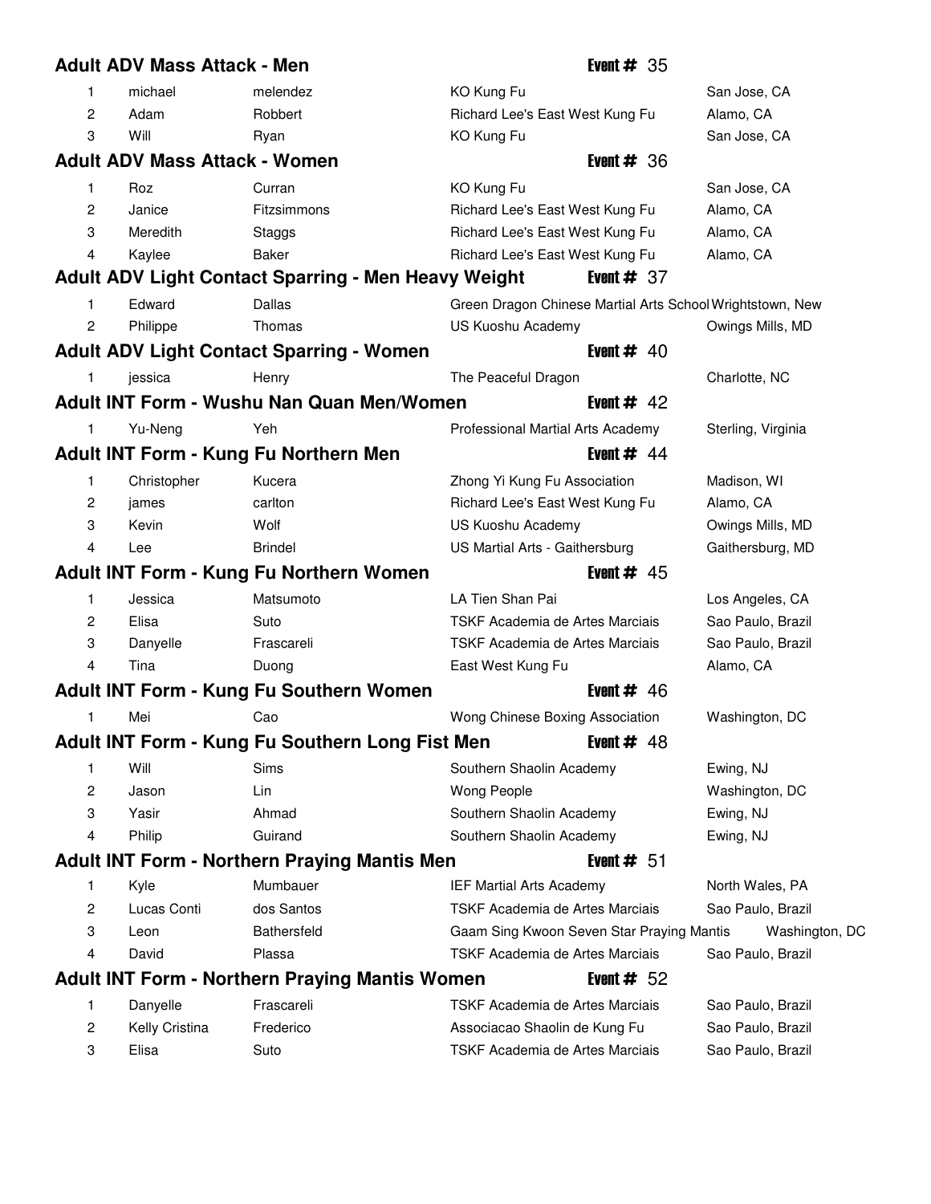## Adult ADV Mass Attack - Men

**Event # 35**

| Place | First Name | Last Name | School | Location |
|---|---|---|---|---|
| 1 | michael | melendez | KO Kung Fu | San Jose, CA |
| 2 | Adam | Robbert | Richard Lee's East West Kung Fu | Alamo, CA |
| 3 | Will | Ryan | KO Kung Fu | San Jose, CA |

## Adult ADV Mass Attack - Women

**Event # 36**

| Place | First Name | Last Name | School | Location |
|---|---|---|---|---|
| 1 | Roz | Curran | KO Kung Fu | San Jose, CA |
| 2 | Janice | Fitzsimmons | Richard Lee's East West Kung Fu | Alamo, CA |
| 3 | Meredith | Staggs | Richard Lee's East West Kung Fu | Alamo, CA |
| 4 | Kaylee | Baker | Richard Lee's East West Kung Fu | Alamo, CA |

## Adult ADV Light Contact Sparring - Men Heavy Weight

**Event # 37**

| Place | First Name | Last Name | School | Location |
|---|---|---|---|---|
| 1 | Edward | Dallas | Green Dragon Chinese Martial Arts School | Wrightstown, New |
| 2 | Philippe | Thomas | US Kuoshu Academy | Owings Mills, MD |

## Adult ADV Light Contact Sparring - Women

**Event # 40**

| Place | First Name | Last Name | School | Location |
|---|---|---|---|---|
| 1 | jessica | Henry | The Peaceful Dragon | Charlotte, NC |

## Adult INT Form - Wushu Nan Quan Men/Women

**Event # 42**

| Place | First Name | Last Name | School | Location |
|---|---|---|---|---|
| 1 | Yu-Neng | Yeh | Professional Martial Arts Academy | Sterling, Virginia |

## Adult INT Form - Kung Fu Northern Men

**Event # 44**

| Place | First Name | Last Name | School | Location |
|---|---|---|---|---|
| 1 | Christopher | Kucera | Zhong Yi Kung Fu Association | Madison, WI |
| 2 | james | carlton | Richard Lee's East West Kung Fu | Alamo, CA |
| 3 | Kevin | Wolf | US Kuoshu Academy | Owings Mills, MD |
| 4 | Lee | Brindel | US Martial Arts - Gaithersburg | Gaithersburg, MD |

## Adult INT Form - Kung Fu Northern Women

**Event # 45**

| Place | First Name | Last Name | School | Location |
|---|---|---|---|---|
| 1 | Jessica | Matsumoto | LA Tien Shan Pai | Los Angeles, CA |
| 2 | Elisa | Suto | TSKF Academia de Artes Marciais | Sao Paulo, Brazil |
| 3 | Danyelle | Frascareli | TSKF Academia de Artes Marciais | Sao Paulo, Brazil |
| 4 | Tina | Duong | East West Kung Fu | Alamo, CA |

## Adult INT Form - Kung Fu Southern Women

**Event # 46**

| Place | First Name | Last Name | School | Location |
|---|---|---|---|---|
| 1 | Mei | Cao | Wong Chinese Boxing Association | Washington, DC |

## Adult INT Form - Kung Fu Southern Long Fist Men

**Event # 48**

| Place | First Name | Last Name | School | Location |
|---|---|---|---|---|
| 1 | Will | Sims | Southern Shaolin Academy | Ewing, NJ |
| 2 | Jason | Lin | Wong People | Washington, DC |
| 3 | Yasir | Ahmad | Southern Shaolin Academy | Ewing, NJ |
| 4 | Philip | Guirand | Southern Shaolin Academy | Ewing, NJ |

## Adult INT Form - Northern Praying Mantis Men

**Event # 51**

| Place | First Name | Last Name | School | Location |
|---|---|---|---|---|
| 1 | Kyle | Mumbauer | IEF Martial Arts Academy | North Wales, PA |
| 2 | Lucas Conti | dos Santos | TSKF Academia de Artes Marciais | Sao Paulo, Brazil |
| 3 | Leon | Bathersfeld | Gaam Sing Kwoon Seven Star Praying Mantis | Washington, DC |
| 4 | David | Plassa | TSKF Academia de Artes Marciais | Sao Paulo, Brazil |

## Adult INT Form - Northern Praying Mantis Women

**Event # 52**

| Place | First Name | Last Name | School | Location |
|---|---|---|---|---|
| 1 | Danyelle | Frascareli | TSKF Academia de Artes Marciais | Sao Paulo, Brazil |
| 2 | Kelly Cristina | Frederico | Associacao Shaolin de Kung Fu | Sao Paulo, Brazil |
| 3 | Elisa | Suto | TSKF Academia de Artes Marciais | Sao Paulo, Brazil |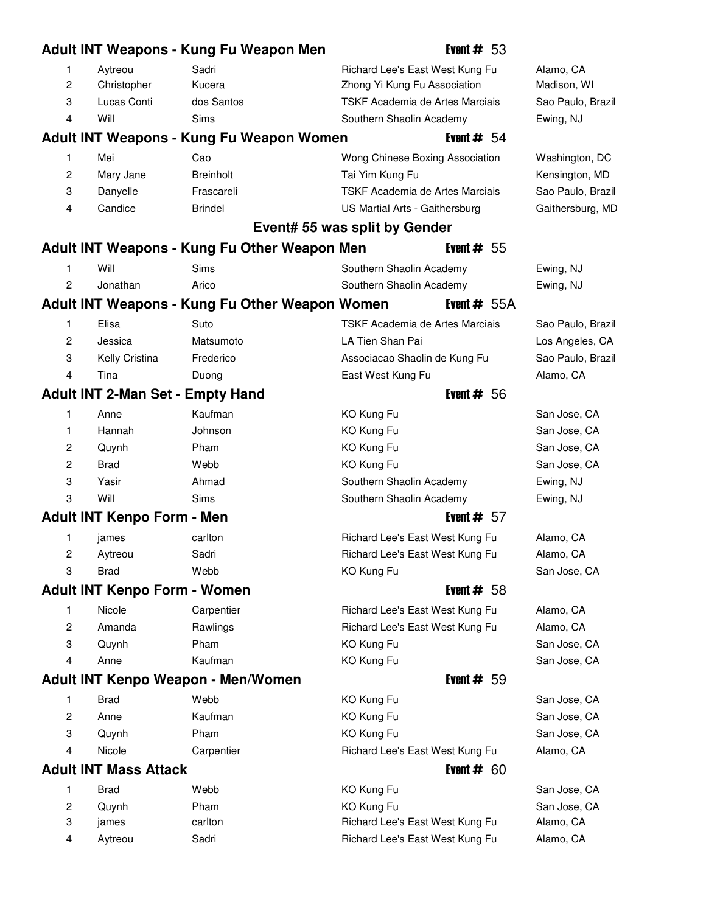### Adult INT Weapons - Kung Fu Weapon Men — Event # 53

| | | | | |
|---|---|---|---|---|
| 1 | Aytreou | Sadri | Richard Lee's East West Kung Fu | Alamo, CA |
| 2 | Christopher | Kucera | Zhong Yi Kung Fu Association | Madison, WI |
| 3 | Lucas Conti | dos Santos | TSKF Academia de Artes Marciais | Sao Paulo, Brazil |
| 4 | Will | Sims | Southern Shaolin Academy | Ewing, NJ |

### Adult INT Weapons - Kung Fu Weapon Women — Event # 54

| | | | | |
|---|---|---|---|---|
| 1 | Mei | Cao | Wong Chinese Boxing Association | Washington, DC |
| 2 | Mary Jane | Breinholt | Tai Yim Kung Fu | Kensington, MD |
| 3 | Danyelle | Frascareli | TSKF Academia de Artes Marciais | Sao Paulo, Brazil |
| 4 | Candice | Brindel | US Martial Arts - Gaithersburg | Gaithersburg, MD |

**Event# 55 was split by Gender**

### Adult INT Weapons - Kung Fu Other Weapon Men — Event # 55

| | | | | |
|---|---|---|---|---|
| 1 | Will | Sims | Southern Shaolin Academy | Ewing, NJ |
| 2 | Jonathan | Arico | Southern Shaolin Academy | Ewing, NJ |

### Adult INT Weapons - Kung Fu Other Weapon Women — Event # 55A

| | | | | |
|---|---|---|---|---|
| 1 | Elisa | Suto | TSKF Academia de Artes Marciais | Sao Paulo, Brazil |
| 2 | Jessica | Matsumoto | LA Tien Shan Pai | Los Angeles, CA |
| 3 | Kelly Cristina | Frederico | Associacao Shaolin de Kung Fu | Sao Paulo, Brazil |
| 4 | Tina | Duong | East West Kung Fu | Alamo, CA |

### Adult INT 2-Man Set - Empty Hand — Event # 56

| | | | | |
|---|---|---|---|---|
| 1 | Anne | Kaufman | KO Kung Fu | San Jose, CA |
| 1 | Hannah | Johnson | KO Kung Fu | San Jose, CA |
| 2 | Quynh | Pham | KO Kung Fu | San Jose, CA |
| 2 | Brad | Webb | KO Kung Fu | San Jose, CA |
| 3 | Yasir | Ahmad | Southern Shaolin Academy | Ewing, NJ |
| 3 | Will | Sims | Southern Shaolin Academy | Ewing, NJ |

### Adult INT Kenpo Form - Men — Event # 57

| | | | | |
|---|---|---|---|---|
| 1 | james | carlton | Richard Lee's East West Kung Fu | Alamo, CA |
| 2 | Aytreou | Sadri | Richard Lee's East West Kung Fu | Alamo, CA |
| 3 | Brad | Webb | KO Kung Fu | San Jose, CA |

### Adult INT Kenpo Form - Women — Event # 58

| | | | | |
|---|---|---|---|---|
| 1 | Nicole | Carpentier | Richard Lee's East West Kung Fu | Alamo, CA |
| 2 | Amanda | Rawlings | Richard Lee's East West Kung Fu | Alamo, CA |
| 3 | Quynh | Pham | KO Kung Fu | San Jose, CA |
| 4 | Anne | Kaufman | KO Kung Fu | San Jose, CA |

### Adult INT Kenpo Weapon - Men/Women — Event # 59

| | | | | |
|---|---|---|---|---|
| 1 | Brad | Webb | KO Kung Fu | San Jose, CA |
| 2 | Anne | Kaufman | KO Kung Fu | San Jose, CA |
| 3 | Quynh | Pham | KO Kung Fu | San Jose, CA |
| 4 | Nicole | Carpentier | Richard Lee's East West Kung Fu | Alamo, CA |

### Adult INT Mass Attack — Event # 60

| | | | | |
|---|---|---|---|---|
| 1 | Brad | Webb | KO Kung Fu | San Jose, CA |
| 2 | Quynh | Pham | KO Kung Fu | San Jose, CA |
| 3 | james | carlton | Richard Lee's East West Kung Fu | Alamo, CA |
| 4 | Aytreou | Sadri | Richard Lee's East West Kung Fu | Alamo, CA |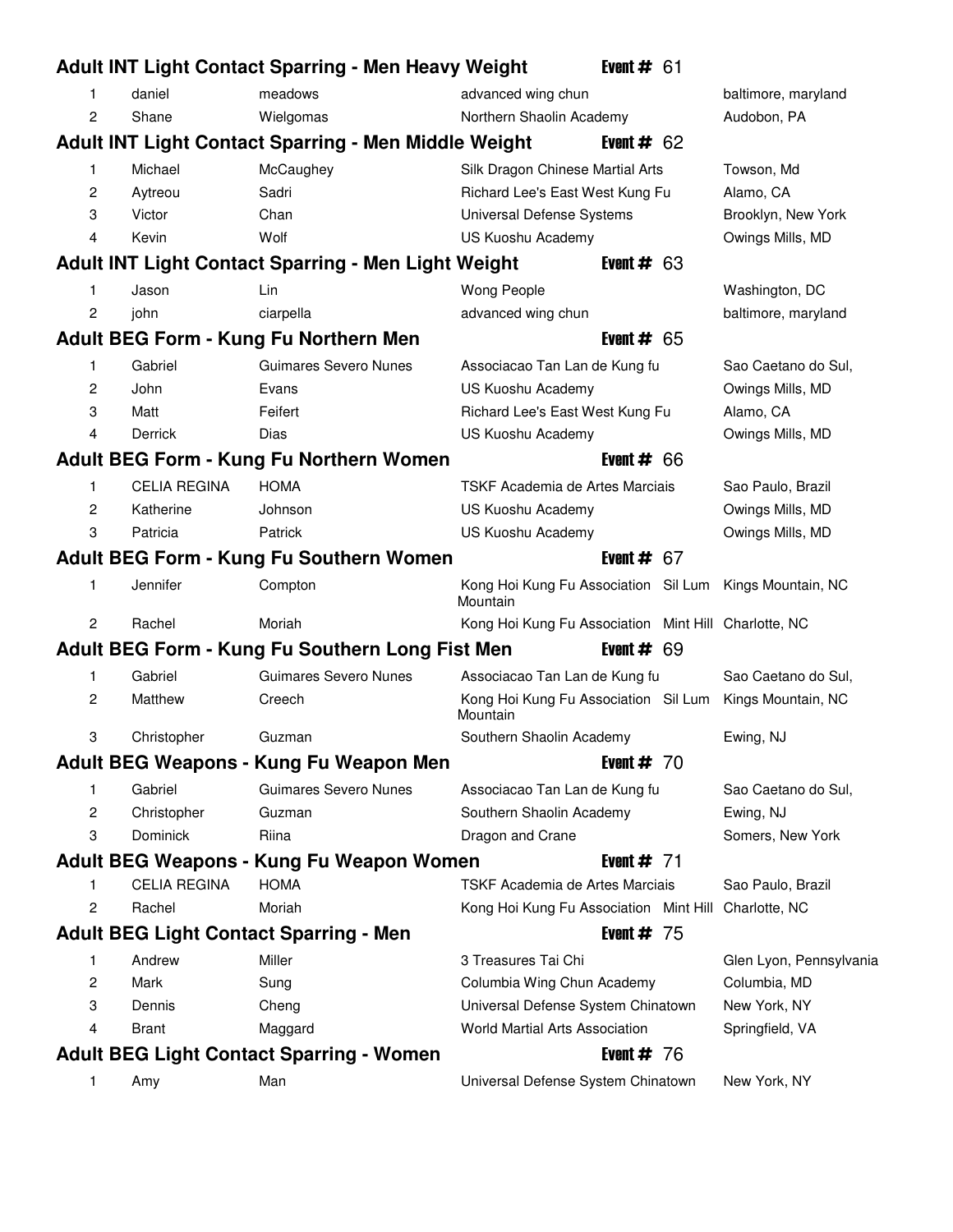## Adult INT Light Contact Sparring - Men Heavy Weight — Event # 61

| | | | | |
|---|---|---|---|---|
| 1 | daniel | meadows | advanced wing chun | baltimore, maryland |
| 2 | Shane | Wielgomas | Northern Shaolin Academy | Audobon, PA |

## Adult INT Light Contact Sparring - Men Middle Weight — Event # 62

| | | | | |
|---|---|---|---|---|
| 1 | Michael | McCaughey | Silk Dragon Chinese Martial Arts | Towson, Md |
| 2 | Aytreou | Sadri | Richard Lee's East West Kung Fu | Alamo, CA |
| 3 | Victor | Chan | Universal Defense Systems | Brooklyn, New York |
| 4 | Kevin | Wolf | US Kuoshu Academy | Owings Mills, MD |

## Adult INT Light Contact Sparring - Men Light Weight — Event # 63

| | | | | |
|---|---|---|---|---|
| 1 | Jason | Lin | Wong People | Washington, DC |
| 2 | john | ciarpella | advanced wing chun | baltimore, maryland |

## Adult BEG Form - Kung Fu Northern Men — Event # 65

| | | | | |
|---|---|---|---|---|
| 1 | Gabriel | Guimires Severo Nunes | Associacao Tan Lan de Kung fu | Sao Caetano do Sul, |
| 2 | John | Evans | US Kuoshu Academy | Owings Mills, MD |
| 3 | Matt | Feifert | Richard Lee's East West Kung Fu | Alamo, CA |
| 4 | Derrick | Dias | US Kuoshu Academy | Owings Mills, MD |

## Adult BEG Form - Kung Fu Northern Women — Event # 66

| | | | | |
|---|---|---|---|---|
| 1 | CELIA REGINA | HOMA | TSKF Academia de Artes Marciais | Sao Paulo, Brazil |
| 2 | Katherine | Johnson | US Kuoshu Academy | Owings Mills, MD |
| 3 | Patricia | Patrick | US Kuoshu Academy | Owings Mills, MD |

## Adult BEG Form - Kung Fu Southern Women — Event # 67

| | | | | |
|---|---|---|---|---|
| 1 | Jennifer | Compton | Kong Hoi Kung Fu Association Sil Lum Mountain | Kings Mountain, NC |
| 2 | Rachel | Moriah | Kong Hoi Kung Fu Association Mint Hill | Charlotte, NC |

## Adult BEG Form - Kung Fu Southern Long Fist Men — Event # 69

| | | | | |
|---|---|---|---|---|
| 1 | Gabriel | Guimires Severo Nunes | Associacao Tan Lan de Kung fu | Sao Caetano do Sul, |
| 2 | Matthew | Creech | Kong Hoi Kung Fu Association Sil Lum Mountain | Kings Mountain, NC |
| 3 | Christopher | Guzman | Southern Shaolin Academy | Ewing, NJ |

## Adult BEG Weapons - Kung Fu Weapon Men — Event # 70

| | | | | |
|---|---|---|---|---|
| 1 | Gabriel | Guimires Severo Nunes | Associacao Tan Lan de Kung fu | Sao Caetano do Sul, |
| 2 | Christopher | Guzman | Southern Shaolin Academy | Ewing, NJ |
| 3 | Dominick | Riina | Dragon and Crane | Somers, New York |

## Adult BEG Weapons - Kung Fu Weapon Women — Event # 71

| | | | | |
|---|---|---|---|---|
| 1 | CELIA REGINA | HOMA | TSKF Academia de Artes Marciais | Sao Paulo, Brazil |
| 2 | Rachel | Moriah | Kong Hoi Kung Fu Association Mint Hill | Charlotte, NC |

## Adult BEG Light Contact Sparring - Men — Event # 75

| | | | | |
|---|---|---|---|---|
| 1 | Andrew | Miller | 3 Treasures Tai Chi | Glen Lyon, Pennsylvania |
| 2 | Mark | Sung | Columbia Wing Chun Academy | Columbia, MD |
| 3 | Dennis | Cheng | Universal Defense System Chinatown | New York, NY |
| 4 | Brant | Maggard | World Martial Arts Association | Springfield, VA |

## Adult BEG Light Contact Sparring - Women — Event # 76

| | | | | |
|---|---|---|---|---|
| 1 | Amy | Man | Universal Defense System Chinatown | New York, NY |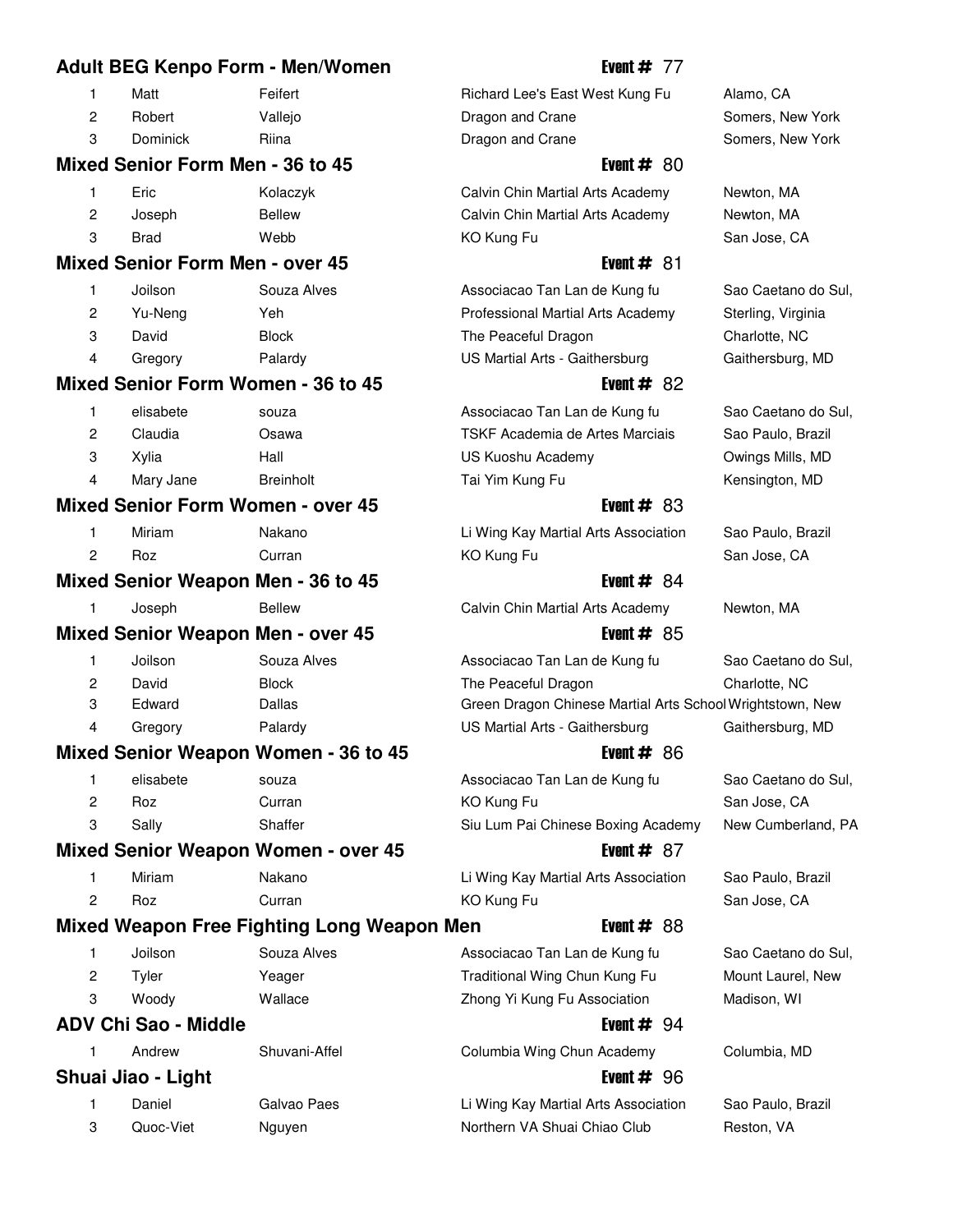## Adult BEG Kenpo Form - Men/Women

**Event # 77**

| Place | First Name | Last Name | School | Location |
|---|---|---|---|---|
| 1 | Matt | Feifert | Richard Lee's East West Kung Fu | Alamo, CA |
| 2 | Robert | Vallejo | Dragon and Crane | Somers, New York |
| 3 | Dominick | Riina | Dragon and Crane | Somers, New York |

## Mixed Senior Form Men - 36 to 45

**Event # 80**

| Place | First Name | Last Name | School | Location |
|---|---|---|---|---|
| 1 | Eric | Kolaczyk | Calvin Chin Martial Arts Academy | Newton, MA |
| 2 | Joseph | Bellew | Calvin Chin Martial Arts Academy | Newton, MA |
| 3 | Brad | Webb | KO Kung Fu | San Jose, CA |

## Mixed Senior Form Men - over 45

**Event # 81**

| Place | First Name | Last Name | School | Location |
|---|---|---|---|---|
| 1 | Joilson | Souza Alves | Associacao Tan Lan de Kung fu | Sao Caetano do Sul, |
| 2 | Yu-Neng | Yeh | Professional Martial Arts Academy | Sterling, Virginia |
| 3 | David | Block | The Peaceful Dragon | Charlotte, NC |
| 4 | Gregory | Palardy | US Martial Arts - Gaithersburg | Gaithersburg, MD |

## Mixed Senior Form Women - 36 to 45

**Event # 82**

| Place | First Name | Last Name | School | Location |
|---|---|---|---|---|
| 1 | elisabete | souza | Associacao Tan Lan de Kung fu | Sao Caetano do Sul, |
| 2 | Claudia | Osawa | TSKF Academia de Artes Marciais | Sao Paulo, Brazil |
| 3 | Xylia | Hall | US Kuoshu Academy | Owings Mills, MD |
| 4 | Mary Jane | Breinholt | Tai Yim Kung Fu | Kensington, MD |

## Mixed Senior Form Women - over 45

**Event # 83**

| Place | First Name | Last Name | School | Location |
|---|---|---|---|---|
| 1 | Miriam | Nakano | Li Wing Kay Martial Arts Association | Sao Paulo, Brazil |
| 2 | Roz | Curran | KO Kung Fu | San Jose, CA |

## Mixed Senior Weapon Men - 36 to 45

**Event # 84**

| Place | First Name | Last Name | School | Location |
|---|---|---|---|---|
| 1 | Joseph | Bellew | Calvin Chin Martial Arts Academy | Newton, MA |

## Mixed Senior Weapon Men - over 45

**Event # 85**

| Place | First Name | Last Name | School | Location |
|---|---|---|---|---|
| 1 | Joilson | Souza Alves | Associacao Tan Lan de Kung fu | Sao Caetano do Sul, |
| 2 | David | Block | The Peaceful Dragon | Charlotte, NC |
| 3 | Edward | Dallas | Green Dragon Chinese Martial Arts School | Wrightstown, New |
| 4 | Gregory | Palardy | US Martial Arts - Gaithersburg | Gaithersburg, MD |

## Mixed Senior Weapon Women - 36 to 45

**Event # 86**

| Place | First Name | Last Name | School | Location |
|---|---|---|---|---|
| 1 | elisabete | souza | Associacao Tan Lan de Kung fu | Sao Caetano do Sul, |
| 2 | Roz | Curran | KO Kung Fu | San Jose, CA |
| 3 | Sally | Shaffer | Siu Lum Pai Chinese Boxing Academy | New Cumberland, PA |

## Mixed Senior Weapon Women - over 45

**Event # 87**

| Place | First Name | Last Name | School | Location |
|---|---|---|---|---|
| 1 | Miriam | Nakano | Li Wing Kay Martial Arts Association | Sao Paulo, Brazil |
| 2 | Roz | Curran | KO Kung Fu | San Jose, CA |

## Mixed Weapon Free Fighting Long Weapon Men

**Event # 88**

| Place | First Name | Last Name | School | Location |
|---|---|---|---|---|
| 1 | Joilson | Souza Alves | Associacao Tan Lan de Kung fu | Sao Caetano do Sul, |
| 2 | Tyler | Yeager | Traditional Wing Chun Kung Fu | Mount Laurel, New |
| 3 | Woody | Wallace | Zhong Yi Kung Fu Association | Madison, WI |

## ADV Chi Sao - Middle

**Event # 94**

| Place | First Name | Last Name | School | Location |
|---|---|---|---|---|
| 1 | Andrew | Shuvani-Affel | Columbia Wing Chun Academy | Columbia, MD |

## Shuai Jiao - Light

**Event # 96**

| Place | First Name | Last Name | School | Location |
|---|---|---|---|---|
| 1 | Daniel | Galvao Paes | Li Wing Kay Martial Arts Association | Sao Paulo, Brazil |
| 3 | Quoc-Viet | Nguyen | Northern VA Shuai Chiao Club | Reston, VA |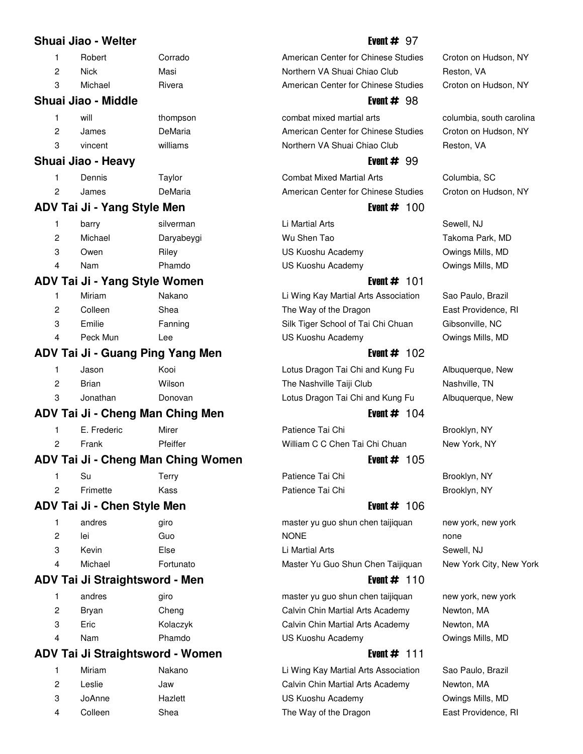## Shuai Jiao - Welter

**Event # 97**

| Place | First Name | Last Name | School | Location |
|---|---|---|---|---|
| 1 | Robert | Corrado | American Center for Chinese Studies | Croton on Hudson, NY |
| 2 | Nick | Masi | Northern VA Shuai Chiao Club | Reston, VA |
| 3 | Michael | Rivera | American Center for Chinese Studies | Croton on Hudson, NY |

## Shuai Jiao - Middle

**Event # 98**

| Place | First Name | Last Name | School | Location |
|---|---|---|---|---|
| 1 | will | thompson | combat mixed martial arts | columbia, south carolina |
| 2 | James | DeMaria | American Center for Chinese Studies | Croton on Hudson, NY |
| 3 | vincent | williams | Northern VA Shuai Chiao Club | Reston, VA |

## Shuai Jiao - Heavy

**Event # 99**

| Place | First Name | Last Name | School | Location |
|---|---|---|---|---|
| 1 | Dennis | Taylor | Combat Mixed Martial Arts | Columbia, SC |
| 2 | James | DeMaria | American Center for Chinese Studies | Croton on Hudson, NY |

## ADV Tai Ji - Yang Style Men

**Event # 100**

| Place | First Name | Last Name | School | Location |
|---|---|---|---|---|
| 1 | barry | silverman | Li Martial Arts | Sewell, NJ |
| 2 | Michael | Daryabeygi | Wu Shen Tao | Takoma Park, MD |
| 3 | Owen | Riley | US Kuoshu Academy | Owings Mills, MD |
| 4 | Nam | Phamdo | US Kuoshu Academy | Owings Mills, MD |

## ADV Tai Ji - Yang Style Women

**Event # 101**

| Place | First Name | Last Name | School | Location |
|---|---|---|---|---|
| 1 | Miriam | Nakano | Li Wing Kay Martial Arts Association | Sao Paulo, Brazil |
| 2 | Colleen | Shea | The Way of the Dragon | East Providence, RI |
| 3 | Emilie | Fanning | Silk Tiger School of Tai Chi Chuan | Gibsonville, NC |
| 4 | Peck Mun | Lee | US Kuoshu Academy | Owings Mills, MD |

## ADV Tai Ji - Guang Ping Yang Men

**Event # 102**

| Place | First Name | Last Name | School | Location |
|---|---|---|---|---|
| 1 | Jason | Kooi | Lotus Dragon Tai Chi and Kung Fu | Albuquerque, New |
| 2 | Brian | Wilson | The Nashville Taiji Club | Nashville, TN |
| 3 | Jonathan | Donovan | Lotus Dragon Tai Chi and Kung Fu | Albuquerque, New |

## ADV Tai Ji - Cheng Man Ching Men

**Event # 104**

| Place | First Name | Last Name | School | Location |
|---|---|---|---|---|
| 1 | E. Frederic | Mirer | Patience Tai Chi | Brooklyn, NY |
| 2 | Frank | Pfeiffer | William C C Chen Tai Chi Chuan | New York, NY |

## ADV Tai Ji - Cheng Man Ching Women

**Event # 105**

| Place | First Name | Last Name | School | Location |
|---|---|---|---|---|
| 1 | Su | Terry | Patience Tai Chi | Brooklyn, NY |
| 2 | Frimette | Kass | Patience Tai Chi | Brooklyn, NY |

## ADV Tai Ji - Chen Style Men

**Event # 106**

| Place | First Name | Last Name | School | Location |
|---|---|---|---|---|
| 1 | andres | giro | master yu guo shun chen taijiquan | new york, new york |
| 2 | lei | Guo | NONE | none |
| 3 | Kevin | Else | Li Martial Arts | Sewell, NJ |
| 4 | Michael | Fortunato | Master Yu Guo Shun Chen Taijiquan | New York City, New York |

## ADV Tai Ji Straightsword - Men

**Event # 110**

| Place | First Name | Last Name | School | Location |
|---|---|---|---|---|
| 1 | andres | giro | master yu guo shun chen taijiquan | new york, new york |
| 2 | Bryan | Cheng | Calvin Chin Martial Arts Academy | Newton, MA |
| 3 | Eric | Kolaczyk | Calvin Chin Martial Arts Academy | Newton, MA |
| 4 | Nam | Phamdo | US Kuoshu Academy | Owings Mills, MD |

## ADV Tai Ji Straightsword - Women

**Event # 111**

| Place | First Name | Last Name | School | Location |
|---|---|---|---|---|
| 1 | Miriam | Nakano | Li Wing Kay Martial Arts Association | Sao Paulo, Brazil |
| 2 | Leslie | Jaw | Calvin Chin Martial Arts Academy | Newton, MA |
| 3 | JoAnne | Hazlett | US Kuoshu Academy | Owings Mills, MD |
| 4 | Colleen | Shea | The Way of the Dragon | East Providence, RI |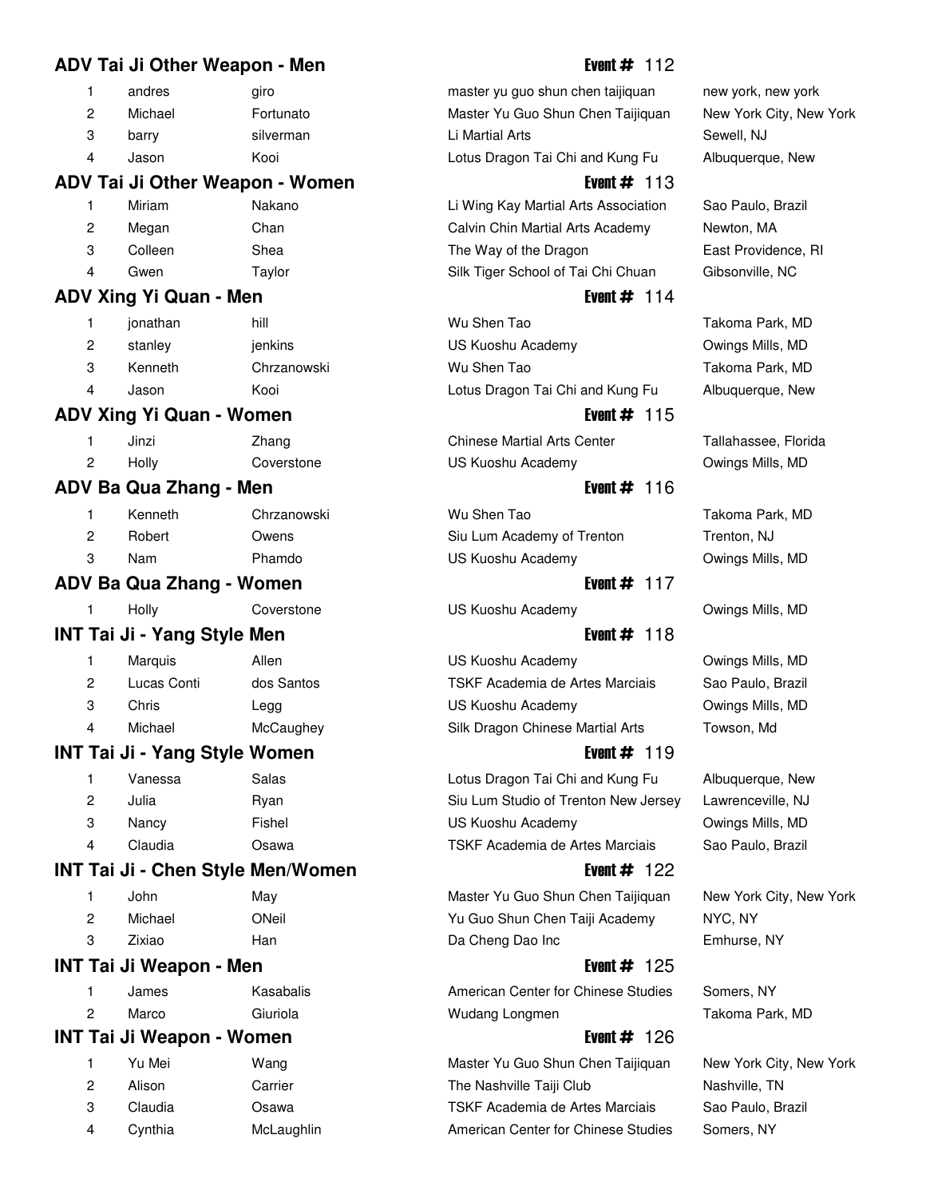## ADV Tai Ji Other Weapon - Men

**Event # 112**

| | | | | |
|---|---|---|---|---|
| 1 | andres | giro | master yu guo shun chen taijiquan | new york, new york |
| 2 | Michael | Fortunato | Master Yu Guo Shun Chen Taijiquan | New York City, New York |
| 3 | barry | silverman | Li Martial Arts | Sewell, NJ |
| 4 | Jason | Kooi | Lotus Dragon Tai Chi and Kung Fu | Albuquerque, New |

## ADV Tai Ji Other Weapon - Women

**Event # 113**

| | | | | |
|---|---|---|---|---|
| 1 | Miriam | Nakano | Li Wing Kay Martial Arts Association | Sao Paulo, Brazil |
| 2 | Megan | Chan | Calvin Chin Martial Arts Academy | Newton, MA |
| 3 | Colleen | Shea | The Way of the Dragon | East Providence, RI |
| 4 | Gwen | Taylor | Silk Tiger School of Tai Chi Chuan | Gibsonville, NC |

## ADV Xing Yi Quan - Men

**Event # 114**

| | | | | |
|---|---|---|---|---|
| 1 | jonathan | hill | Wu Shen Tao | Takoma Park, MD |
| 2 | stanley | jenkins | US Kuoshu Academy | Owings Mills, MD |
| 3 | Kenneth | Chrzanowski | Wu Shen Tao | Takoma Park, MD |
| 4 | Jason | Kooi | Lotus Dragon Tai Chi and Kung Fu | Albuquerque, New |

## ADV Xing Yi Quan - Women

**Event # 115**

| | | | | |
|---|---|---|---|---|
| 1 | Jinzi | Zhang | Chinese Martial Arts Center | Tallahassee, Florida |
| 2 | Holly | Coverstone | US Kuoshu Academy | Owings Mills, MD |

## ADV Ba Qua Zhang - Men

**Event # 116**

| | | | | |
|---|---|---|---|---|
| 1 | Kenneth | Chrzanowski | Wu Shen Tao | Takoma Park, MD |
| 2 | Robert | Owens | Siu Lum Academy of Trenton | Trenton, NJ |
| 3 | Nam | Phamdo | US Kuoshu Academy | Owings Mills, MD |

## ADV Ba Qua Zhang - Women

**Event # 117**

| | | | | |
|---|---|---|---|---|
| 1 | Holly | Coverstone | US Kuoshu Academy | Owings Mills, MD |

## INT Tai Ji - Yang Style Men

**Event # 118**

| | | | | |
|---|---|---|---|---|
| 1 | Marquis | Allen | US Kuoshu Academy | Owings Mills, MD |
| 2 | Lucas Conti | dos Santos | TSKF Academia de Artes Marciais | Sao Paulo, Brazil |
| 3 | Chris | Legg | US Kuoshu Academy | Owings Mills, MD |
| 4 | Michael | McCaughey | Silk Dragon Chinese Martial Arts | Towson, Md |

## INT Tai Ji - Yang Style Women

**Event # 119**

| | | | | |
|---|---|---|---|---|
| 1 | Vanessa | Salas | Lotus Dragon Tai Chi and Kung Fu | Albuquerque, New |
| 2 | Julia | Ryan | Siu Lum Studio of Trenton New Jersey | Lawrenceville, NJ |
| 3 | Nancy | Fishel | US Kuoshu Academy | Owings Mills, MD |
| 4 | Claudia | Osawa | TSKF Academia de Artes Marciais | Sao Paulo, Brazil |

## INT Tai Ji - Chen Style Men/Women

**Event # 122**

| | | | | |
|---|---|---|---|---|
| 1 | John | May | Master Yu Guo Shun Chen Taijiquan | New York City, New York |
| 2 | Michael | ONeil | Yu Guo Shun Chen Taiji Academy | NYC, NY |
| 3 | Zixiao | Han | Da Cheng Dao Inc | Emhurse, NY |

## INT Tai Ji Weapon - Men

**Event # 125**

| | | | | |
|---|---|---|---|---|
| 1 | James | Kasabalis | American Center for Chinese Studies | Somers, NY |
| 2 | Marco | Giuriola | Wudang Longmen | Takoma Park, MD |

## INT Tai Ji Weapon - Women

**Event # 126**

| | | | | |
|---|---|---|---|---|
| 1 | Yu Mei | Wang | Master Yu Guo Shun Chen Taijiquan | New York City, New York |
| 2 | Alison | Carrier | The Nashville Taiji Club | Nashville, TN |
| 3 | Claudia | Osawa | TSKF Academia de Artes Marciais | Sao Paulo, Brazil |
| 4 | Cynthia | McLaughlin | American Center for Chinese Studies | Somers, NY |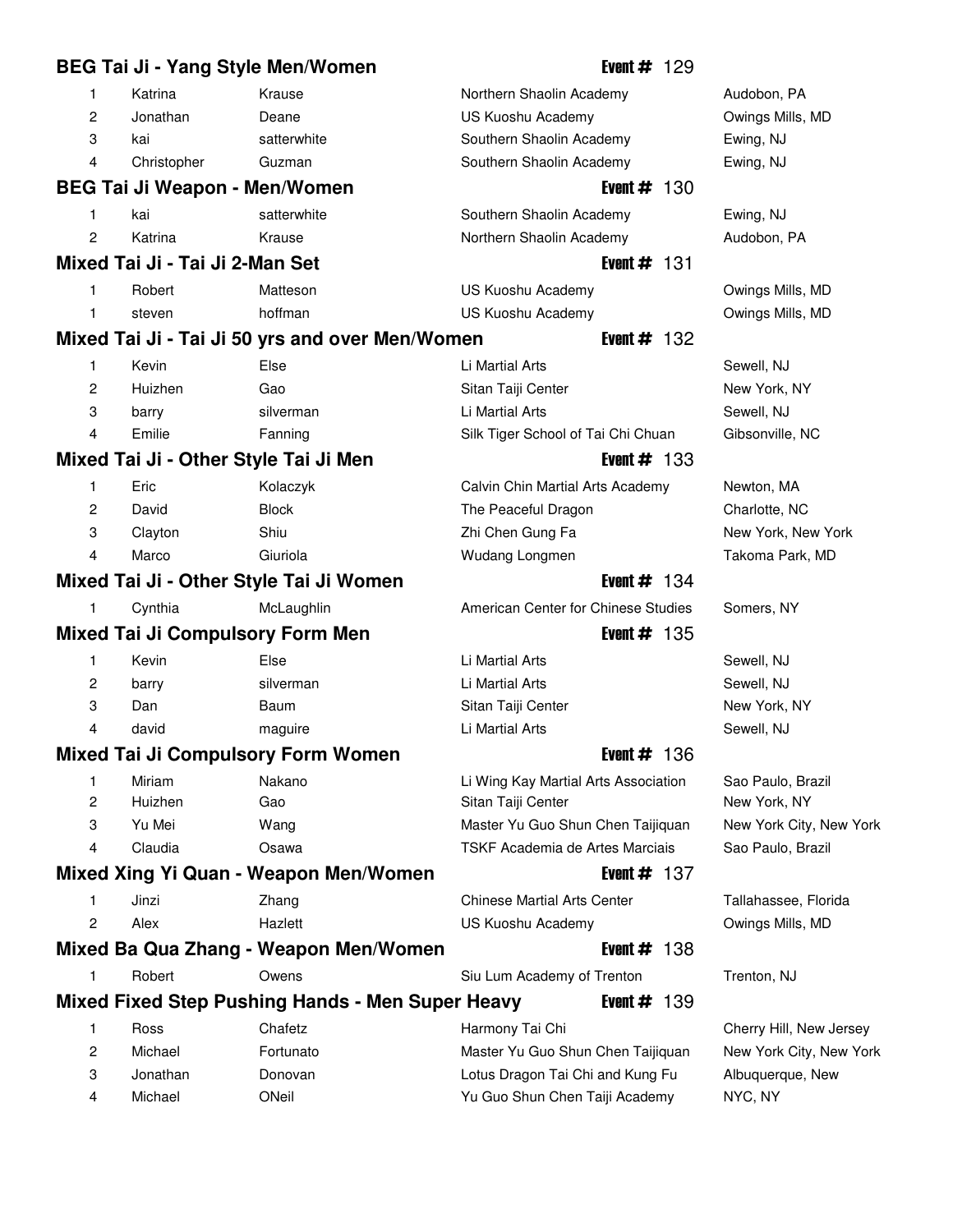### BEG Tai Ji - Yang Style Men/Women — Event # 129

| Place | First Name | Last Name | School | Location |
|---|---|---|---|---|
| 1 | Katrina | Krause | Northern Shaolin Academy | Audobon, PA |
| 2 | Jonathan | Deane | US Kuoshu Academy | Owings Mills, MD |
| 3 | kai | satterwhite | Southern Shaolin Academy | Ewing, NJ |
| 4 | Christopher | Guzman | Southern Shaolin Academy | Ewing, NJ |

### BEG Tai Ji Weapon - Men/Women — Event # 130

| Place | First Name | Last Name | School | Location |
|---|---|---|---|---|
| 1 | kai | satterwhite | Southern Shaolin Academy | Ewing, NJ |
| 2 | Katrina | Krause | Northern Shaolin Academy | Audobon, PA |

### Mixed Tai Ji - Tai Ji 2-Man Set — Event # 131

| Place | First Name | Last Name | School | Location |
|---|---|---|---|---|
| 1 | Robert | Matteson | US Kuoshu Academy | Owings Mills, MD |
| 1 | steven | hoffman | US Kuoshu Academy | Owings Mills, MD |

### Mixed Tai Ji - Tai Ji 50 yrs and over Men/Women — Event # 132

| Place | First Name | Last Name | School | Location |
|---|---|---|---|---|
| 1 | Kevin | Else | Li Martial Arts | Sewell, NJ |
| 2 | Huizhen | Gao | Sitan Taiji Center | New York, NY |
| 3 | barry | silverman | Li Martial Arts | Sewell, NJ |
| 4 | Emilie | Fanning | Silk Tiger School of Tai Chi Chuan | Gibsonville, NC |

### Mixed Tai Ji - Other Style Tai Ji Men — Event # 133

| Place | First Name | Last Name | School | Location |
|---|---|---|---|---|
| 1 | Eric | Kolaczyk | Calvin Chin Martial Arts Academy | Newton, MA |
| 2 | David | Block | The Peaceful Dragon | Charlotte, NC |
| 3 | Clayton | Shiu | Zhi Chen Gung Fa | New York, New York |
| 4 | Marco | Giuriola | Wudang Longmen | Takoma Park, MD |

### Mixed Tai Ji - Other Style Tai Ji Women — Event # 134

| Place | First Name | Last Name | School | Location |
|---|---|---|---|---|
| 1 | Cynthia | McLaughlin | American Center for Chinese Studies | Somers, NY |

### Mixed Tai Ji Compulsory Form Men — Event # 135

| Place | First Name | Last Name | School | Location |
|---|---|---|---|---|
| 1 | Kevin | Else | Li Martial Arts | Sewell, NJ |
| 2 | barry | silverman | Li Martial Arts | Sewell, NJ |
| 3 | Dan | Baum | Sitan Taiji Center | New York, NY |
| 4 | david | maguire | Li Martial Arts | Sewell, NJ |

### Mixed Tai Ji Compulsory Form Women — Event # 136

| Place | First Name | Last Name | School | Location |
|---|---|---|---|---|
| 1 | Miriam | Nakano | Li Wing Kay Martial Arts Association | Sao Paulo, Brazil |
| 2 | Huizhen | Gao | Sitan Taiji Center | New York, NY |
| 3 | Yu Mei | Wang | Master Yu Guo Shun Chen Taijiquan | New York City, New York |
| 4 | Claudia | Osawa | TSKF Academia de Artes Marciais | Sao Paulo, Brazil |

### Mixed Xing Yi Quan - Weapon Men/Women — Event # 137

| Place | First Name | Last Name | School | Location |
|---|---|---|---|---|
| 1 | Jinzi | Zhang | Chinese Martial Arts Center | Tallahassee, Florida |
| 2 | Alex | Hazlett | US Kuoshu Academy | Owings Mills, MD |

### Mixed Ba Qua Zhang - Weapon Men/Women — Event # 138

| Place | First Name | Last Name | School | Location |
|---|---|---|---|---|
| 1 | Robert | Owens | Siu Lum Academy of Trenton | Trenton, NJ |

### Mixed Fixed Step Pushing Hands - Men Super Heavy — Event # 139

| Place | First Name | Last Name | School | Location |
|---|---|---|---|---|
| 1 | Ross | Chafetz | Harmony Tai Chi | Cherry Hill, New Jersey |
| 2 | Michael | Fortunato | Master Yu Guo Shun Chen Taijiquan | New York City, New York |
| 3 | Jonathan | Donovan | Lotus Dragon Tai Chi and Kung Fu | Albuquerque, New |
| 4 | Michael | ONeil | Yu Guo Shun Chen Taiji Academy | NYC, NY |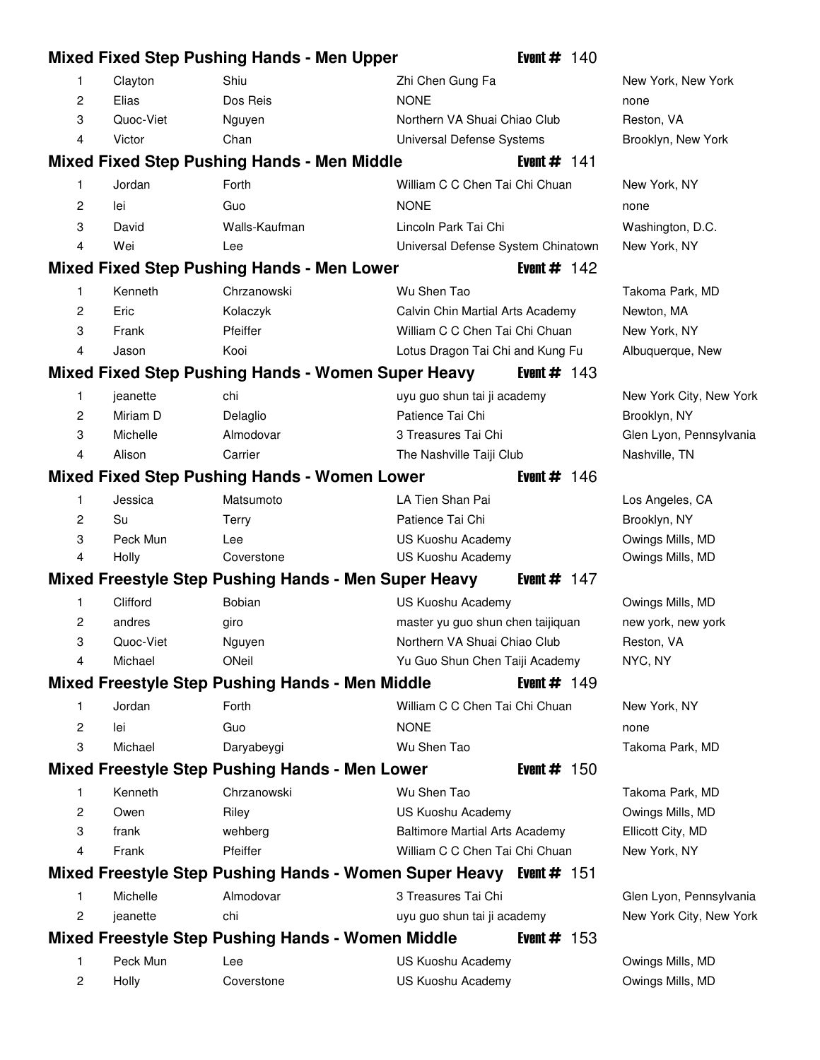## Mixed Fixed Step Pushing Hands - Men Upper — Event # 140

| | | | | |
|---|---|---|---|---|
| 1 | Clayton | Shiu | Zhi Chen Gung Fa | New York, New York |
| 2 | Elias | Dos Reis | NONE | none |
| 3 | Quoc-Viet | Nguyen | Northern VA Shuai Chiao Club | Reston, VA |
| 4 | Victor | Chan | Universal Defense Systems | Brooklyn, New York |

## Mixed Fixed Step Pushing Hands - Men Middle — Event # 141

| | | | | |
|---|---|---|---|---|
| 1 | Jordan | Forth | William C C Chen Tai Chi Chuan | New York, NY |
| 2 | lei | Guo | NONE | none |
| 3 | David | Walls-Kaufman | Lincoln Park Tai Chi | Washington, D.C. |
| 4 | Wei | Lee | Universal Defense System Chinatown | New York, NY |

## Mixed Fixed Step Pushing Hands - Men Lower — Event # 142

| | | | | |
|---|---|---|---|---|
| 1 | Kenneth | Chrzanowski | Wu Shen Tao | Takoma Park, MD |
| 2 | Eric | Kolaczyk | Calvin Chin Martial Arts Academy | Newton, MA |
| 3 | Frank | Pfeiffer | William C C Chen Tai Chi Chuan | New York, NY |
| 4 | Jason | Kooi | Lotus Dragon Tai Chi and Kung Fu | Albuquerque, New |

## Mixed Fixed Step Pushing Hands - Women Super Heavy — Event # 143

| | | | | |
|---|---|---|---|---|
| 1 | jeanette | chi | uyu guo shun tai ji academy | New York City, New York |
| 2 | Miriam D | Delaglio | Patience Tai Chi | Brooklyn, NY |
| 3 | Michelle | Almodovar | 3 Treasures Tai Chi | Glen Lyon, Pennsylvania |
| 4 | Alison | Carrier | The Nashville Taiji Club | Nashville, TN |

## Mixed Fixed Step Pushing Hands - Women Lower — Event # 146

| | | | | |
|---|---|---|---|---|
| 1 | Jessica | Matsumoto | LA Tien Shan Pai | Los Angeles, CA |
| 2 | Su | Terry | Patience Tai Chi | Brooklyn, NY |
| 3 | Peck Mun | Lee | US Kuoshu Academy | Owings Mills, MD |
| 4 | Holly | Coverstone | US Kuoshu Academy | Owings Mills, MD |

## Mixed Freestyle Step Pushing Hands - Men Super Heavy — Event # 147

| | | | | |
|---|---|---|---|---|
| 1 | Clifford | Bobian | US Kuoshu Academy | Owings Mills, MD |
| 2 | andres | giro | master yu guo shun chen taijiquan | new york, new york |
| 3 | Quoc-Viet | Nguyen | Northern VA Shuai Chiao Club | Reston, VA |
| 4 | Michael | ONeil | Yu Guo Shun Chen Taiji Academy | NYC, NY |

## Mixed Freestyle Step Pushing Hands - Men Middle — Event # 149

| | | | | |
|---|---|---|---|---|
| 1 | Jordan | Forth | William C C Chen Tai Chi Chuan | New York, NY |
| 2 | lei | Guo | NONE | none |
| 3 | Michael | Daryabeygi | Wu Shen Tao | Takoma Park, MD |

## Mixed Freestyle Step Pushing Hands - Men Lower — Event # 150

| | | | | |
|---|---|---|---|---|
| 1 | Kenneth | Chrzanowski | Wu Shen Tao | Takoma Park, MD |
| 2 | Owen | Riley | US Kuoshu Academy | Owings Mills, MD |
| 3 | frank | wehberg | Baltimore Martial Arts Academy | Ellicott City, MD |
| 4 | Frank | Pfeiffer | William C C Chen Tai Chi Chuan | New York, NY |

## Mixed Freestyle Step Pushing Hands - Women Super Heavy — Event # 151

| | | | | |
|---|---|---|---|---|
| 1 | Michelle | Almodovar | 3 Treasures Tai Chi | Glen Lyon, Pennsylvania |
| 2 | jeanette | chi | uyu guo shun tai ji academy | New York City, New York |

## Mixed Freestyle Step Pushing Hands - Women Middle — Event # 153

| | | | | |
|---|---|---|---|---|
| 1 | Peck Mun | Lee | US Kuoshu Academy | Owings Mills, MD |
| 2 | Holly | Coverstone | US Kuoshu Academy | Owings Mills, MD |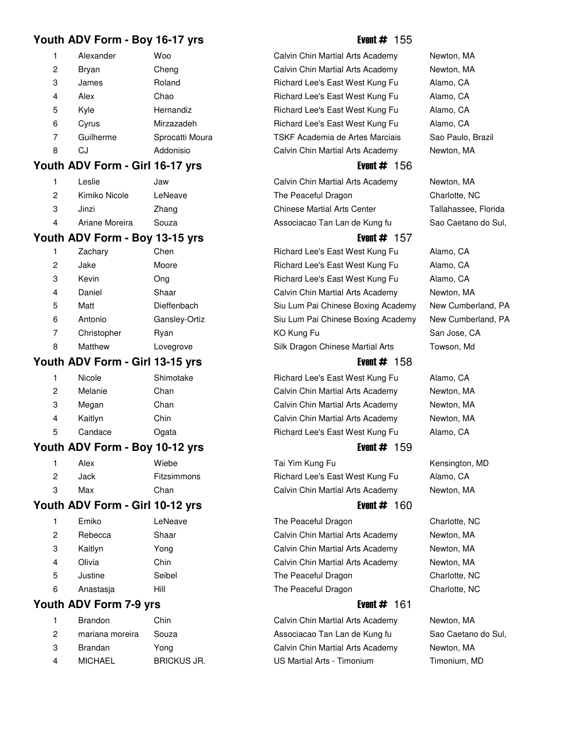## Youth ADV Form - Boy 16-17 yrs

**Event #** 155

| | | | | |
|---|---|---|---|---|
| 1 | Alexander | Woo | Calvin Chin Martial Arts Academy | Newton, MA |
| 2 | Bryan | Cheng | Calvin Chin Martial Arts Academy | Newton, MA |
| 3 | James | Roland | Richard Lee's East West Kung Fu | Alamo, CA |
| 4 | Alex | Chao | Richard Lee's East West Kung Fu | Alamo, CA |
| 5 | Kyle | Hernandiz | Richard Lee's East West Kung Fu | Alamo, CA |
| 6 | Cyrus | Mirzazadeh | Richard Lee's East West Kung Fu | Alamo, CA |
| 7 | Guilherme | Sprocatti Moura | TSKF Academia de Artes Marciais | Sao Paulo, Brazil |
| 8 | CJ | Addonisio | Calvin Chin Martial Arts Academy | Newton, MA |

## Youth ADV Form - Girl 16-17 yrs

**Event #** 156

| | | | | |
|---|---|---|---|---|
| 1 | Leslie | Jaw | Calvin Chin Martial Arts Academy | Newton, MA |
| 2 | Kimiko Nicole | LeNeave | The Peaceful Dragon | Charlotte, NC |
| 3 | Jinzi | Zhang | Chinese Martial Arts Center | Tallahassee, Florida |
| 4 | Ariane Moreira | Souza | Associacao Tan Lan de Kung fu | Sao Caetano do Sul, |

## Youth ADV Form - Boy 13-15 yrs

**Event #** 157

| | | | | |
|---|---|---|---|---|
| 1 | Zachary | Chen | Richard Lee's East West Kung Fu | Alamo, CA |
| 2 | Jake | Moore | Richard Lee's East West Kung Fu | Alamo, CA |
| 3 | Kevin | Ong | Richard Lee's East West Kung Fu | Alamo, CA |
| 4 | Daniel | Shaar | Calvin Chin Martial Arts Academy | Newton, MA |
| 5 | Matt | Dieffenbach | Siu Lum Pai Chinese Boxing Academy | New Cumberland, PA |
| 6 | Antonio | Gansley-Ortiz | Siu Lum Pai Chinese Boxing Academy | New Cumberland, PA |
| 7 | Christopher | Ryan | KO Kung Fu | San Jose, CA |
| 8 | Matthew | Lovegrove | Silk Dragon Chinese Martial Arts | Towson, Md |

## Youth ADV Form - Girl 13-15 yrs

**Event #** 158

| | | | | |
|---|---|---|---|---|
| 1 | Nicole | Shimotake | Richard Lee's East West Kung Fu | Alamo, CA |
| 2 | Melanie | Chan | Calvin Chin Martial Arts Academy | Newton, MA |
| 3 | Megan | Chan | Calvin Chin Martial Arts Academy | Newton, MA |
| 4 | Kaitlyn | Chin | Calvin Chin Martial Arts Academy | Newton, MA |
| 5 | Candace | Ogata | Richard Lee's East West Kung Fu | Alamo, CA |

## Youth ADV Form - Boy 10-12 yrs

**Event #** 159

| | | | | |
|---|---|---|---|---|
| 1 | Alex | Wiebe | Tai Yim Kung Fu | Kensington, MD |
| 2 | Jack | Fitzsimmons | Richard Lee's East West Kung Fu | Alamo, CA |
| 3 | Max | Chan | Calvin Chin Martial Arts Academy | Newton, MA |

## Youth ADV Form - Girl 10-12 yrs

**Event #** 160

| | | | | |
|---|---|---|---|---|
| 1 | Emiko | LeNeave | The Peaceful Dragon | Charlotte, NC |
| 2 | Rebecca | Shaar | Calvin Chin Martial Arts Academy | Newton, MA |
| 3 | Kaitlyn | Yong | Calvin Chin Martial Arts Academy | Newton, MA |
| 4 | Olivia | Chin | Calvin Chin Martial Arts Academy | Newton, MA |
| 5 | Justine | Seibel | The Peaceful Dragon | Charlotte, NC |
| 6 | Anastasja | Hill | The Peaceful Dragon | Charlotte, NC |

## Youth ADV Form 7-9 yrs

**Event #** 161

| | | | | |
|---|---|---|---|---|
| 1 | Brandon | Chin | Calvin Chin Martial Arts Academy | Newton, MA |
| 2 | mariana moreira | Souza | Associacao Tan Lan de Kung fu | Sao Caetano do Sul, |
| 3 | Brandan | Yong | Calvin Chin Martial Arts Academy | Newton, MA |
| 4 | MICHAEL | BRICKUS JR. | US Martial Arts - Timonium | Timonium, MD |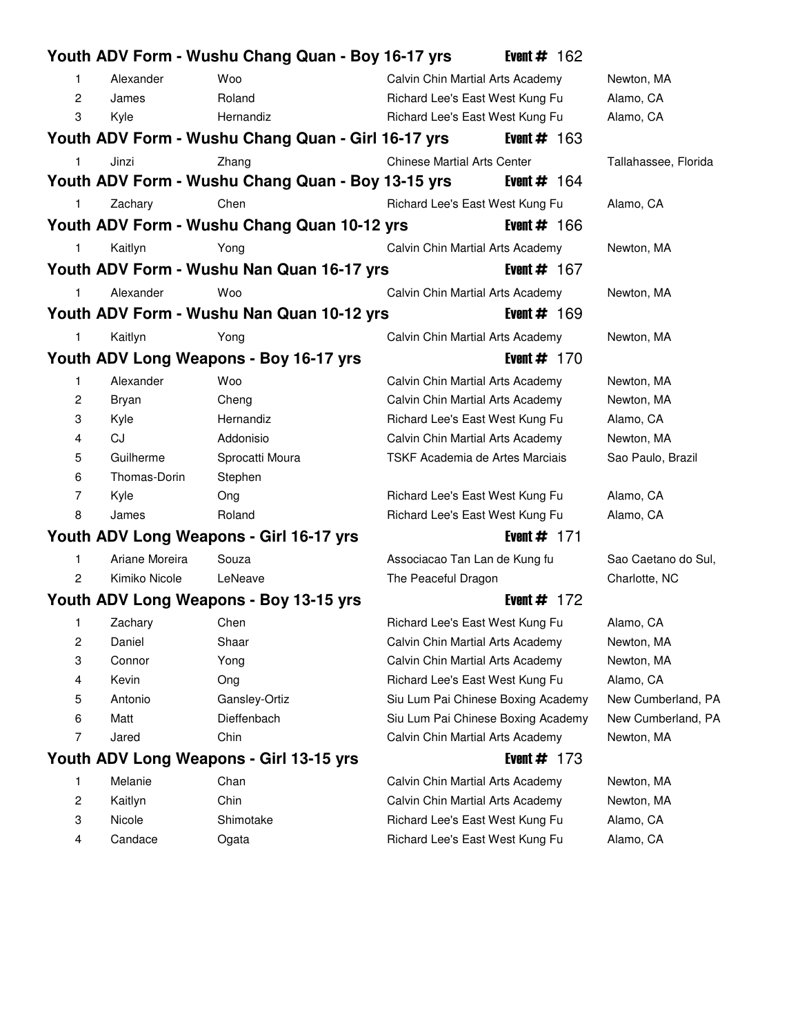## Youth ADV Form - Wushu Chang Quan - Boy 16-17 yrs — Event # 162

| | | | | |
|---|---|---|---|---|
| 1 | Alexander | Woo | Calvin Chin Martial Arts Academy | Newton, MA |
| 2 | James | Roland | Richard Lee's East West Kung Fu | Alamo, CA |
| 3 | Kyle | Hernandiz | Richard Lee's East West Kung Fu | Alamo, CA |

## Youth ADV Form - Wushu Chang Quan - Girl 16-17 yrs — Event # 163

| | | | | |
|---|---|---|---|---|
| 1 | Jinzi | Zhang | Chinese Martial Arts Center | Tallahassee, Florida |

## Youth ADV Form - Wushu Chang Quan - Boy 13-15 yrs — Event # 164

| | | | | |
|---|---|---|---|---|
| 1 | Zachary | Chen | Richard Lee's East West Kung Fu | Alamo, CA |

## Youth ADV Form - Wushu Chang Quan 10-12 yrs — Event # 166

| | | | | |
|---|---|---|---|---|
| 1 | Kaitlyn | Yong | Calvin Chin Martial Arts Academy | Newton, MA |

## Youth ADV Form - Wushu Nan Quan 16-17 yrs — Event # 167

| | | | | |
|---|---|---|---|---|
| 1 | Alexander | Woo | Calvin Chin Martial Arts Academy | Newton, MA |

## Youth ADV Form - Wushu Nan Quan 10-12 yrs — Event # 169

| | | | | |
|---|---|---|---|---|
| 1 | Kaitlyn | Yong | Calvin Chin Martial Arts Academy | Newton, MA |

## Youth ADV Long Weapons - Boy 16-17 yrs — Event # 170

| | | | | |
|---|---|---|---|---|
| 1 | Alexander | Woo | Calvin Chin Martial Arts Academy | Newton, MA |
| 2 | Bryan | Cheng | Calvin Chin Martial Arts Academy | Newton, MA |
| 3 | Kyle | Hernandiz | Richard Lee's East West Kung Fu | Alamo, CA |
| 4 | CJ | Addonisio | Calvin Chin Martial Arts Academy | Newton, MA |
| 5 | Guilherme | Sprocatti Moura | TSKF Academia de Artes Marciais | Sao Paulo, Brazil |
| 6 | Thomas-Dorin | Stephen | | |
| 7 | Kyle | Ong | Richard Lee's East West Kung Fu | Alamo, CA |
| 8 | James | Roland | Richard Lee's East West Kung Fu | Alamo, CA |

## Youth ADV Long Weapons - Girl 16-17 yrs — Event # 171

| | | | | |
|---|---|---|---|---|
| 1 | Ariane Moreira | Souza | Associacao Tan Lan de Kung fu | Sao Caetano do Sul, |
| 2 | Kimiko Nicole | LeNeave | The Peaceful Dragon | Charlotte, NC |

## Youth ADV Long Weapons - Boy 13-15 yrs — Event # 172

| | | | | |
|---|---|---|---|---|
| 1 | Zachary | Chen | Richard Lee's East West Kung Fu | Alamo, CA |
| 2 | Daniel | Shaar | Calvin Chin Martial Arts Academy | Newton, MA |
| 3 | Connor | Yong | Calvin Chin Martial Arts Academy | Newton, MA |
| 4 | Kevin | Ong | Richard Lee's East West Kung Fu | Alamo, CA |
| 5 | Antonio | Gansley-Ortiz | Siu Lum Pai Chinese Boxing Academy | New Cumberland, PA |
| 6 | Matt | Dieffenbach | Siu Lum Pai Chinese Boxing Academy | New Cumberland, PA |
| 7 | Jared | Chin | Calvin Chin Martial Arts Academy | Newton, MA |

## Youth ADV Long Weapons - Girl 13-15 yrs — Event # 173

| | | | | |
|---|---|---|---|---|
| 1 | Melanie | Chan | Calvin Chin Martial Arts Academy | Newton, MA |
| 2 | Kaitlyn | Chin | Calvin Chin Martial Arts Academy | Newton, MA |
| 3 | Nicole | Shimotake | Richard Lee's East West Kung Fu | Alamo, CA |
| 4 | Candace | Ogata | Richard Lee's East West Kung Fu | Alamo, CA |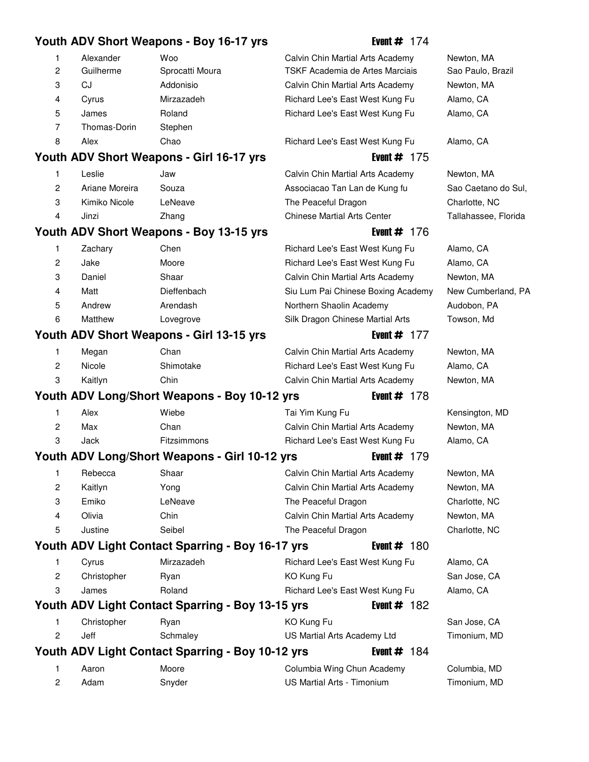## Youth ADV Short Weapons - Boy 16-17 yrs — Event # 174

| Place | First Name | Last Name | School | Location |
|---|---|---|---|---|
| 1 | Alexander | Woo | Calvin Chin Martial Arts Academy | Newton, MA |
| 2 | Guilherme | Sprocatti Moura | TSKF Academia de Artes Marciais | Sao Paulo, Brazil |
| 3 | CJ | Addonisio | Calvin Chin Martial Arts Academy | Newton, MA |
| 4 | Cyrus | Mirzazadeh | Richard Lee's East West Kung Fu | Alamo, CA |
| 5 | James | Roland | Richard Lee's East West Kung Fu | Alamo, CA |
| 7 | Thomas-Dorin | Stephen | | |
| 8 | Alex | Chao | Richard Lee's East West Kung Fu | Alamo, CA |

## Youth ADV Short Weapons - Girl 16-17 yrs — Event # 175

| Place | First Name | Last Name | School | Location |
|---|---|---|---|---|
| 1 | Leslie | Jaw | Calvin Chin Martial Arts Academy | Newton, MA |
| 2 | Ariane Moreira | Souza | Associacao Tan Lan de Kung fu | Sao Caetano do Sul, |
| 3 | Kimiko Nicole | LeNeave | The Peaceful Dragon | Charlotte, NC |
| 4 | Jinzi | Zhang | Chinese Martial Arts Center | Tallahassee, Florida |

## Youth ADV Short Weapons - Boy 13-15 yrs — Event # 176

| Place | First Name | Last Name | School | Location |
|---|---|---|---|---|
| 1 | Zachary | Chen | Richard Lee's East West Kung Fu | Alamo, CA |
| 2 | Jake | Moore | Richard Lee's East West Kung Fu | Alamo, CA |
| 3 | Daniel | Shaar | Calvin Chin Martial Arts Academy | Newton, MA |
| 4 | Matt | Dieffenbach | Siu Lum Pai Chinese Boxing Academy | New Cumberland, PA |
| 5 | Andrew | Arendash | Northern Shaolin Academy | Audobon, PA |
| 6 | Matthew | Lovegrove | Silk Dragon Chinese Martial Arts | Towson, Md |

## Youth ADV Short Weapons - Girl 13-15 yrs — Event # 177

| Place | First Name | Last Name | School | Location |
|---|---|---|---|---|
| 1 | Megan | Chan | Calvin Chin Martial Arts Academy | Newton, MA |
| 2 | Nicole | Shimotake | Richard Lee's East West Kung Fu | Alamo, CA |
| 3 | Kaitlyn | Chin | Calvin Chin Martial Arts Academy | Newton, MA |

## Youth ADV Long/Short Weapons - Boy 10-12 yrs — Event # 178

| Place | First Name | Last Name | School | Location |
|---|---|---|---|---|
| 1 | Alex | Wiebe | Tai Yim Kung Fu | Kensington, MD |
| 2 | Max | Chan | Calvin Chin Martial Arts Academy | Newton, MA |
| 3 | Jack | Fitzsimmons | Richard Lee's East West Kung Fu | Alamo, CA |

## Youth ADV Long/Short Weapons - Girl 10-12 yrs — Event # 179

| Place | First Name | Last Name | School | Location |
|---|---|---|---|---|
| 1 | Rebecca | Shaar | Calvin Chin Martial Arts Academy | Newton, MA |
| 2 | Kaitlyn | Yong | Calvin Chin Martial Arts Academy | Newton, MA |
| 3 | Emiko | LeNeave | The Peaceful Dragon | Charlotte, NC |
| 4 | Olivia | Chin | Calvin Chin Martial Arts Academy | Newton, MA |
| 5 | Justine | Seibel | The Peaceful Dragon | Charlotte, NC |

## Youth ADV Light Contact Sparring - Boy 16-17 yrs — Event # 180

| Place | First Name | Last Name | School | Location |
|---|---|---|---|---|
| 1 | Cyrus | Mirzazadeh | Richard Lee's East West Kung Fu | Alamo, CA |
| 2 | Christopher | Ryan | KO Kung Fu | San Jose, CA |
| 3 | James | Roland | Richard Lee's East West Kung Fu | Alamo, CA |

## Youth ADV Light Contact Sparring - Boy 13-15 yrs — Event # 182

| Place | First Name | Last Name | School | Location |
|---|---|---|---|---|
| 1 | Christopher | Ryan | KO Kung Fu | San Jose, CA |
| 2 | Jeff | Schmaley | US Martial Arts Academy Ltd | Timonium, MD |

## Youth ADV Light Contact Sparring - Boy 10-12 yrs — Event # 184

| Place | First Name | Last Name | School | Location |
|---|---|---|---|---|
| 1 | Aaron | Moore | Columbia Wing Chun Academy | Columbia, MD |
| 2 | Adam | Snyder | US Martial Arts - Timonium | Timonium, MD |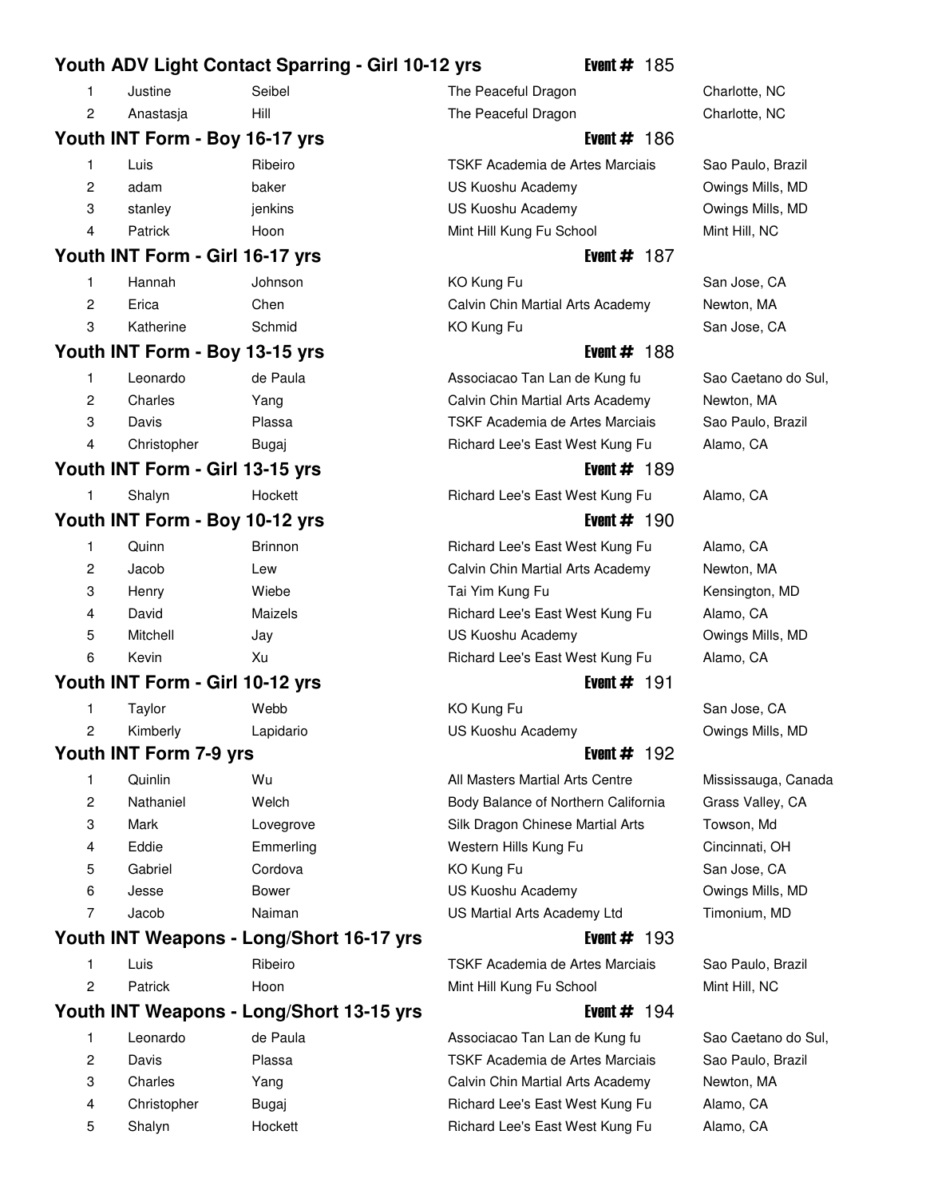## Youth ADV Light Contact Sparring - Girl 10-12 yrs — Event # 185

| | | | | |
|---|---|---|---|---|
| 1 | Justine | Seibel | The Peaceful Dragon | Charlotte, NC |
| 2 | Anastasja | Hill | The Peaceful Dragon | Charlotte, NC |

## Youth INT Form - Boy 16-17 yrs — Event # 186

| | | | | |
|---|---|---|---|---|
| 1 | Luis | Ribeiro | TSKF Academia de Artes Marciais | Sao Paulo, Brazil |
| 2 | adam | baker | US Kuoshu Academy | Owings Mills, MD |
| 3 | stanley | jenkins | US Kuoshu Academy | Owings Mills, MD |
| 4 | Patrick | Hoon | Mint Hill Kung Fu School | Mint Hill, NC |

## Youth INT Form - Girl 16-17 yrs — Event # 187

| | | | | |
|---|---|---|---|---|
| 1 | Hannah | Johnson | KO Kung Fu | San Jose, CA |
| 2 | Erica | Chen | Calvin Chin Martial Arts Academy | Newton, MA |
| 3 | Katherine | Schmid | KO Kung Fu | San Jose, CA |

## Youth INT Form - Boy 13-15 yrs — Event # 188

| | | | | |
|---|---|---|---|---|
| 1 | Leonardo | de Paula | Associacao Tan Lan de Kung fu | Sao Caetano do Sul, |
| 2 | Charles | Yang | Calvin Chin Martial Arts Academy | Newton, MA |
| 3 | Davis | Plassa | TSKF Academia de Artes Marciais | Sao Paulo, Brazil |
| 4 | Christopher | Bugaj | Richard Lee's East West Kung Fu | Alamo, CA |

## Youth INT Form - Girl 13-15 yrs — Event # 189

| | | | | |
|---|---|---|---|---|
| 1 | Shalyn | Hockett | Richard Lee's East West Kung Fu | Alamo, CA |

## Youth INT Form - Boy 10-12 yrs — Event # 190

| | | | | |
|---|---|---|---|---|
| 1 | Quinn | Brinnon | Richard Lee's East West Kung Fu | Alamo, CA |
| 2 | Jacob | Lew | Calvin Chin Martial Arts Academy | Newton, MA |
| 3 | Henry | Wiebe | Tai Yim Kung Fu | Kensington, MD |
| 4 | David | Maizels | Richard Lee's East West Kung Fu | Alamo, CA |
| 5 | Mitchell | Jay | US Kuoshu Academy | Owings Mills, MD |
| 6 | Kevin | Xu | Richard Lee's East West Kung Fu | Alamo, CA |

## Youth INT Form - Girl 10-12 yrs — Event # 191

| | | | | |
|---|---|---|---|---|
| 1 | Taylor | Webb | KO Kung Fu | San Jose, CA |
| 2 | Kimberly | Lapidario | US Kuoshu Academy | Owings Mills, MD |

## Youth INT Form 7-9 yrs — Event # 192

| | | | | |
|---|---|---|---|---|
| 1 | Quinlin | Wu | All Masters Martial Arts Centre | Mississauga, Canada |
| 2 | Nathaniel | Welch | Body Balance of Northern California | Grass Valley, CA |
| 3 | Mark | Lovegrove | Silk Dragon Chinese Martial Arts | Towson, Md |
| 4 | Eddie | Emmerling | Western Hills Kung Fu | Cincinnati, OH |
| 5 | Gabriel | Cordova | KO Kung Fu | San Jose, CA |
| 6 | Jesse | Bower | US Kuoshu Academy | Owings Mills, MD |
| 7 | Jacob | Naiman | US Martial Arts Academy Ltd | Timonium, MD |

## Youth INT Weapons - Long/Short 16-17 yrs — Event # 193

| | | | | |
|---|---|---|---|---|
| 1 | Luis | Ribeiro | TSKF Academia de Artes Marciais | Sao Paulo, Brazil |
| 2 | Patrick | Hoon | Mint Hill Kung Fu School | Mint Hill, NC |

## Youth INT Weapons - Long/Short 13-15 yrs — Event # 194

| | | | | |
|---|---|---|---|---|
| 1 | Leonardo | de Paula | Associacao Tan Lan de Kung fu | Sao Caetano do Sul, |
| 2 | Davis | Plassa | TSKF Academia de Artes Marciais | Sao Paulo, Brazil |
| 3 | Charles | Yang | Calvin Chin Martial Arts Academy | Newton, MA |
| 4 | Christopher | Bugaj | Richard Lee's East West Kung Fu | Alamo, CA |
| 5 | Shalyn | Hockett | Richard Lee's East West Kung Fu | Alamo, CA |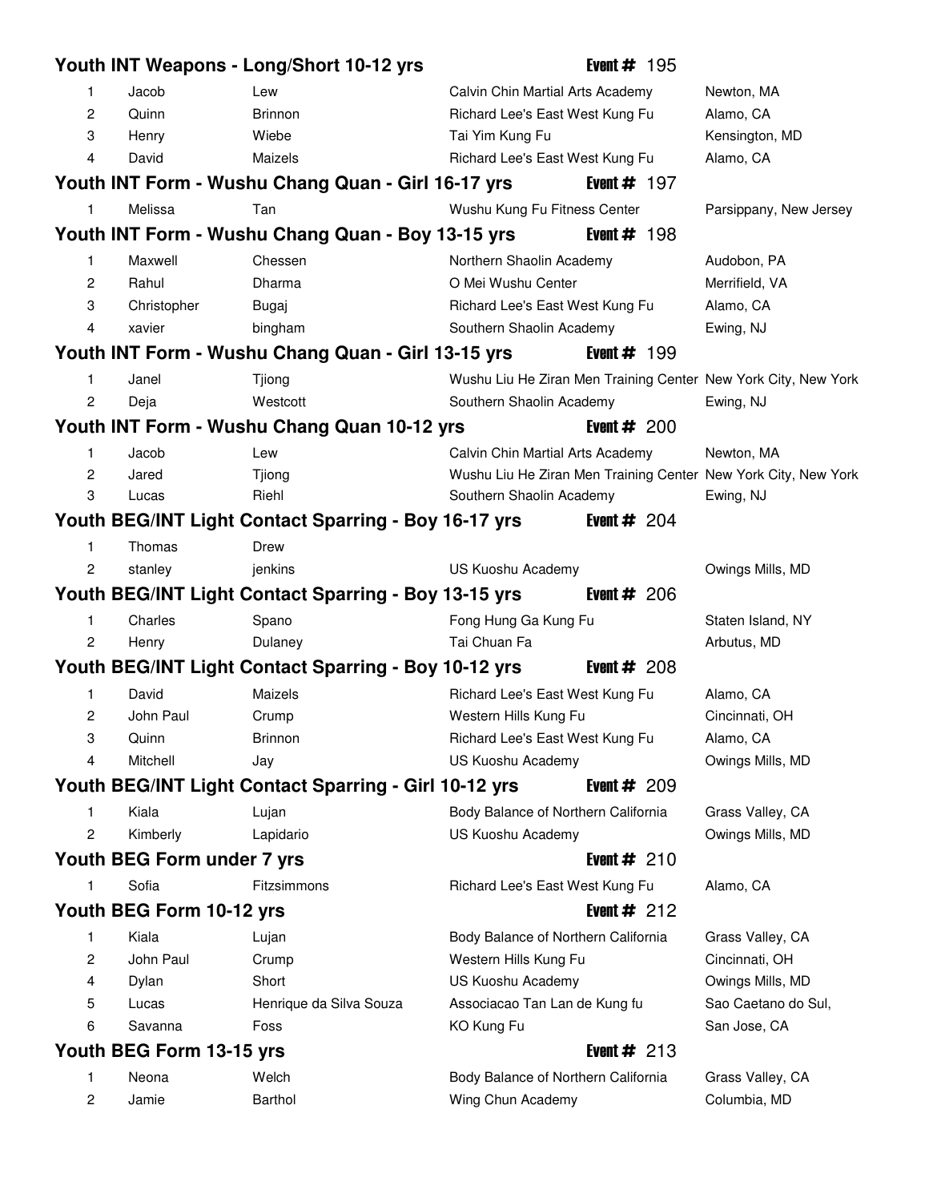## Youth INT Weapons - Long/Short 10-12 yrs — Event # 195

| Place | First | Last | School | Location |
|---|---|---|---|---|
| 1 | Jacob | Lew | Calvin Chin Martial Arts Academy | Newton, MA |
| 2 | Quinn | Brinnon | Richard Lee's East West Kung Fu | Alamo, CA |
| 3 | Henry | Wiebe | Tai Yim Kung Fu | Kensington, MD |
| 4 | David | Maizels | Richard Lee's East West Kung Fu | Alamo, CA |

## Youth INT Form - Wushu Chang Quan - Girl 16-17 yrs — Event # 197

| Place | First | Last | School | Location |
|---|---|---|---|---|
| 1 | Melissa | Tan | Wushu Kung Fu Fitness Center | Parsippany, New Jersey |

## Youth INT Form - Wushu Chang Quan - Boy 13-15 yrs — Event # 198

| Place | First | Last | School | Location |
|---|---|---|---|---|
| 1 | Maxwell | Chessen | Northern Shaolin Academy | Audobon, PA |
| 2 | Rahul | Dharma | O Mei Wushu Center | Merrifield, VA |
| 3 | Christopher | Bugaj | Richard Lee's East West Kung Fu | Alamo, CA |
| 4 | xavier | bingham | Southern Shaolin Academy | Ewing, NJ |

## Youth INT Form - Wushu Chang Quan - Girl 13-15 yrs — Event # 199

| Place | First | Last | School | Location |
|---|---|---|---|---|
| 1 | Janel | Tjiong | Wushu Liu He Ziran Men Training Center | New York City, New York |
| 2 | Deja | Westcott | Southern Shaolin Academy | Ewing, NJ |

## Youth INT Form - Wushu Chang Quan 10-12 yrs — Event # 200

| Place | First | Last | School | Location |
|---|---|---|---|---|
| 1 | Jacob | Lew | Calvin Chin Martial Arts Academy | Newton, MA |
| 2 | Jared | Tjiong | Wushu Liu He Ziran Men Training Center | New York City, New York |
| 3 | Lucas | Riehl | Southern Shaolin Academy | Ewing, NJ |

## Youth BEG/INT Light Contact Sparring - Boy 16-17 yrs — Event # 204

| Place | First | Last | School | Location |
|---|---|---|---|---|
| 1 | Thomas | Drew | | |
| 2 | stanley | jenkins | US Kuoshu Academy | Owings Mills, MD |

## Youth BEG/INT Light Contact Sparring - Boy 13-15 yrs — Event # 206

| Place | First | Last | School | Location |
|---|---|---|---|---|
| 1 | Charles | Spano | Fong Hung Ga Kung Fu | Staten Island, NY |
| 2 | Henry | Dulaney | Tai Chuan Fa | Arbutus, MD |

## Youth BEG/INT Light Contact Sparring - Boy 10-12 yrs — Event # 208

| Place | First | Last | School | Location |
|---|---|---|---|---|
| 1 | David | Maizels | Richard Lee's East West Kung Fu | Alamo, CA |
| 2 | John Paul | Crump | Western Hills Kung Fu | Cincinnati, OH |
| 3 | Quinn | Brinnon | Richard Lee's East West Kung Fu | Alamo, CA |
| 4 | Mitchell | Jay | US Kuoshu Academy | Owings Mills, MD |

## Youth BEG/INT Light Contact Sparring - Girl 10-12 yrs — Event # 209

| Place | First | Last | School | Location |
|---|---|---|---|---|
| 1 | Kiala | Lujan | Body Balance of Northern California | Grass Valley, CA |
| 2 | Kimberly | Lapidario | US Kuoshu Academy | Owings Mills, MD |

## Youth BEG Form under 7 yrs — Event # 210

| Place | First | Last | School | Location |
|---|---|---|---|---|
| 1 | Sofia | Fitzsimmons | Richard Lee's East West Kung Fu | Alamo, CA |

## Youth BEG Form 10-12 yrs — Event # 212

| Place | First | Last | School | Location |
|---|---|---|---|---|
| 1 | Kiala | Lujan | Body Balance of Northern California | Grass Valley, CA |
| 2 | John Paul | Crump | Western Hills Kung Fu | Cincinnati, OH |
| 4 | Dylan | Short | US Kuoshu Academy | Owings Mills, MD |
| 5 | Lucas | Henrique da Silva Souza | Associacao Tan Lan de Kung fu | Sao Caetano do Sul, |
| 6 | Savanna | Foss | KO Kung Fu | San Jose, CA |

## Youth BEG Form 13-15 yrs — Event # 213

| Place | First | Last | School | Location |
|---|---|---|---|---|
| 1 | Neona | Welch | Body Balance of Northern California | Grass Valley, CA |
| 2 | Jamie | Barthol | Wing Chun Academy | Columbia, MD |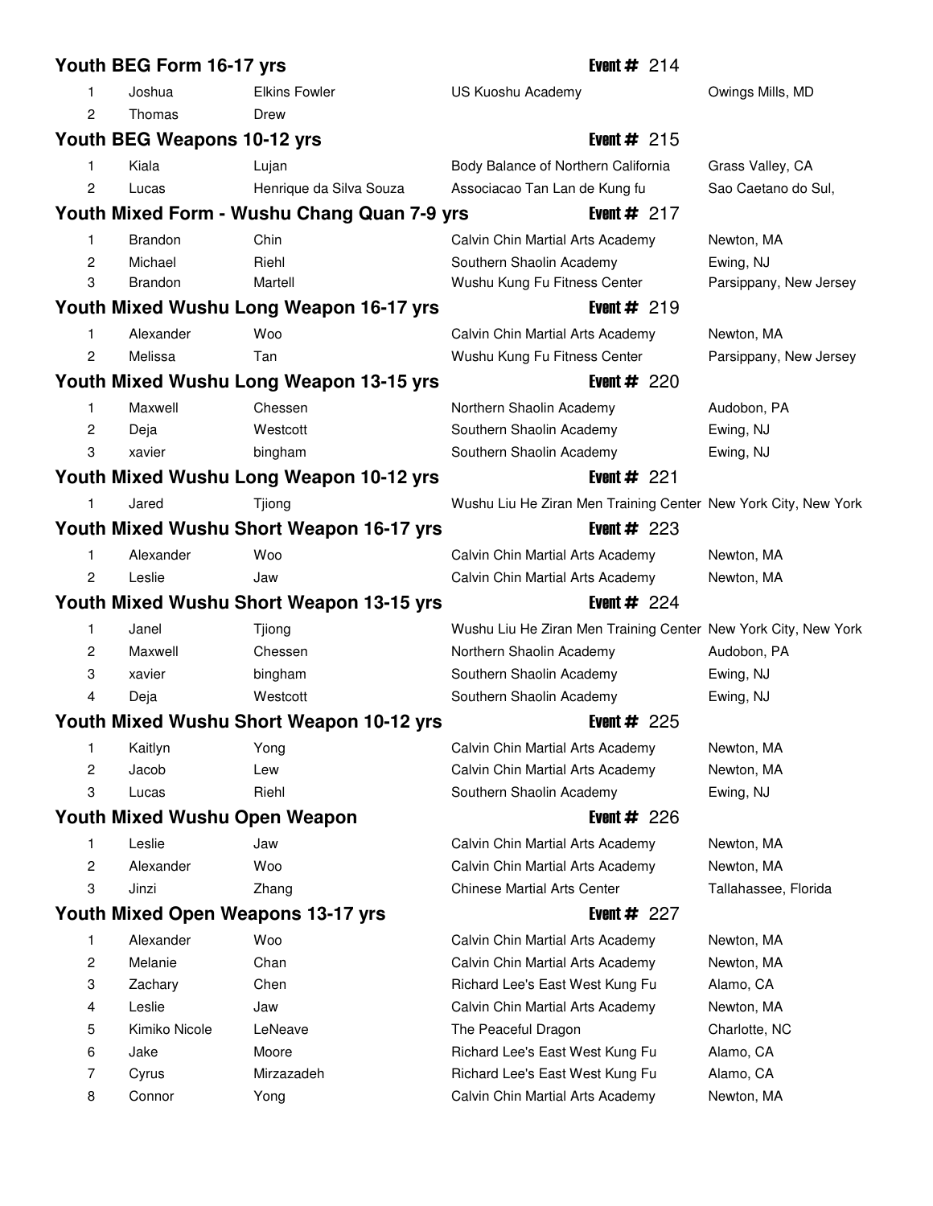## Youth BEG Form 16-17 yrs

**Event #** 214

| Place | First Name | Last Name | School | Location |
|---|---|---|---|---|
| 1 | Joshua | Elkins Fowler | US Kuoshu Academy | Owings Mills, MD |
| 2 | Thomas | Drew | | |

## Youth BEG Weapons 10-12 yrs

**Event #** 215

| Place | First Name | Last Name | School | Location |
|---|---|---|---|---|
| 1 | Kiala | Lujan | Body Balance of Northern California | Grass Valley, CA |
| 2 | Lucas | Henrique da Silva Souza | Associacao Tan Lan de Kung fu | Sao Caetano do Sul, |

## Youth Mixed Form - Wushu Chang Quan 7-9 yrs

**Event #** 217

| Place | First Name | Last Name | School | Location |
|---|---|---|---|---|
| 1 | Brandon | Chin | Calvin Chin Martial Arts Academy | Newton, MA |
| 2 | Michael | Riehl | Southern Shaolin Academy | Ewing, NJ |
| 3 | Brandon | Martell | Wushu Kung Fu Fitness Center | Parsippany, New Jersey |

## Youth Mixed Wushu Long Weapon 16-17 yrs

**Event #** 219

| Place | First Name | Last Name | School | Location |
|---|---|---|---|---|
| 1 | Alexander | Woo | Calvin Chin Martial Arts Academy | Newton, MA |
| 2 | Melissa | Tan | Wushu Kung Fu Fitness Center | Parsippany, New Jersey |

## Youth Mixed Wushu Long Weapon 13-15 yrs

**Event #** 220

| Place | First Name | Last Name | School | Location |
|---|---|---|---|---|
| 1 | Maxwell | Chessen | Northern Shaolin Academy | Audobon, PA |
| 2 | Deja | Westcott | Southern Shaolin Academy | Ewing, NJ |
| 3 | xavier | bingham | Southern Shaolin Academy | Ewing, NJ |

## Youth Mixed Wushu Long Weapon 10-12 yrs

**Event #** 221

| Place | First Name | Last Name | School | Location |
|---|---|---|---|---|
| 1 | Jared | Tjiong | Wushu Liu He Ziran Men Training Center | New York City, New York |

## Youth Mixed Wushu Short Weapon 16-17 yrs

**Event #** 223

| Place | First Name | Last Name | School | Location |
|---|---|---|---|---|
| 1 | Alexander | Woo | Calvin Chin Martial Arts Academy | Newton, MA |
| 2 | Leslie | Jaw | Calvin Chin Martial Arts Academy | Newton, MA |

## Youth Mixed Wushu Short Weapon 13-15 yrs

**Event #** 224

| Place | First Name | Last Name | School | Location |
|---|---|---|---|---|
| 1 | Janel | Tjiong | Wushu Liu He Ziran Men Training Center | New York City, New York |
| 2 | Maxwell | Chessen | Northern Shaolin Academy | Audobon, PA |
| 3 | xavier | bingham | Southern Shaolin Academy | Ewing, NJ |
| 4 | Deja | Westcott | Southern Shaolin Academy | Ewing, NJ |

## Youth Mixed Wushu Short Weapon 10-12 yrs

**Event #** 225

| Place | First Name | Last Name | School | Location |
|---|---|---|---|---|
| 1 | Kaitlyn | Yong | Calvin Chin Martial Arts Academy | Newton, MA |
| 2 | Jacob | Lew | Calvin Chin Martial Arts Academy | Newton, MA |
| 3 | Lucas | Riehl | Southern Shaolin Academy | Ewing, NJ |

## Youth Mixed Wushu Open Weapon

**Event #** 226

| Place | First Name | Last Name | School | Location |
|---|---|---|---|---|
| 1 | Leslie | Jaw | Calvin Chin Martial Arts Academy | Newton, MA |
| 2 | Alexander | Woo | Calvin Chin Martial Arts Academy | Newton, MA |
| 3 | Jinzi | Zhang | Chinese Martial Arts Center | Tallahassee, Florida |

## Youth Mixed Open Weapons 13-17 yrs

**Event #** 227

| Place | First Name | Last Name | School | Location |
|---|---|---|---|---|
| 1 | Alexander | Woo | Calvin Chin Martial Arts Academy | Newton, MA |
| 2 | Melanie | Chan | Calvin Chin Martial Arts Academy | Newton, MA |
| 3 | Zachary | Chen | Richard Lee's East West Kung Fu | Alamo, CA |
| 4 | Leslie | Jaw | Calvin Chin Martial Arts Academy | Newton, MA |
| 5 | Kimiko Nicole | LeNeave | The Peaceful Dragon | Charlotte, NC |
| 6 | Jake | Moore | Richard Lee's East West Kung Fu | Alamo, CA |
| 7 | Cyrus | Mirzazadeh | Richard Lee's East West Kung Fu | Alamo, CA |
| 8 | Connor | Yong | Calvin Chin Martial Arts Academy | Newton, MA |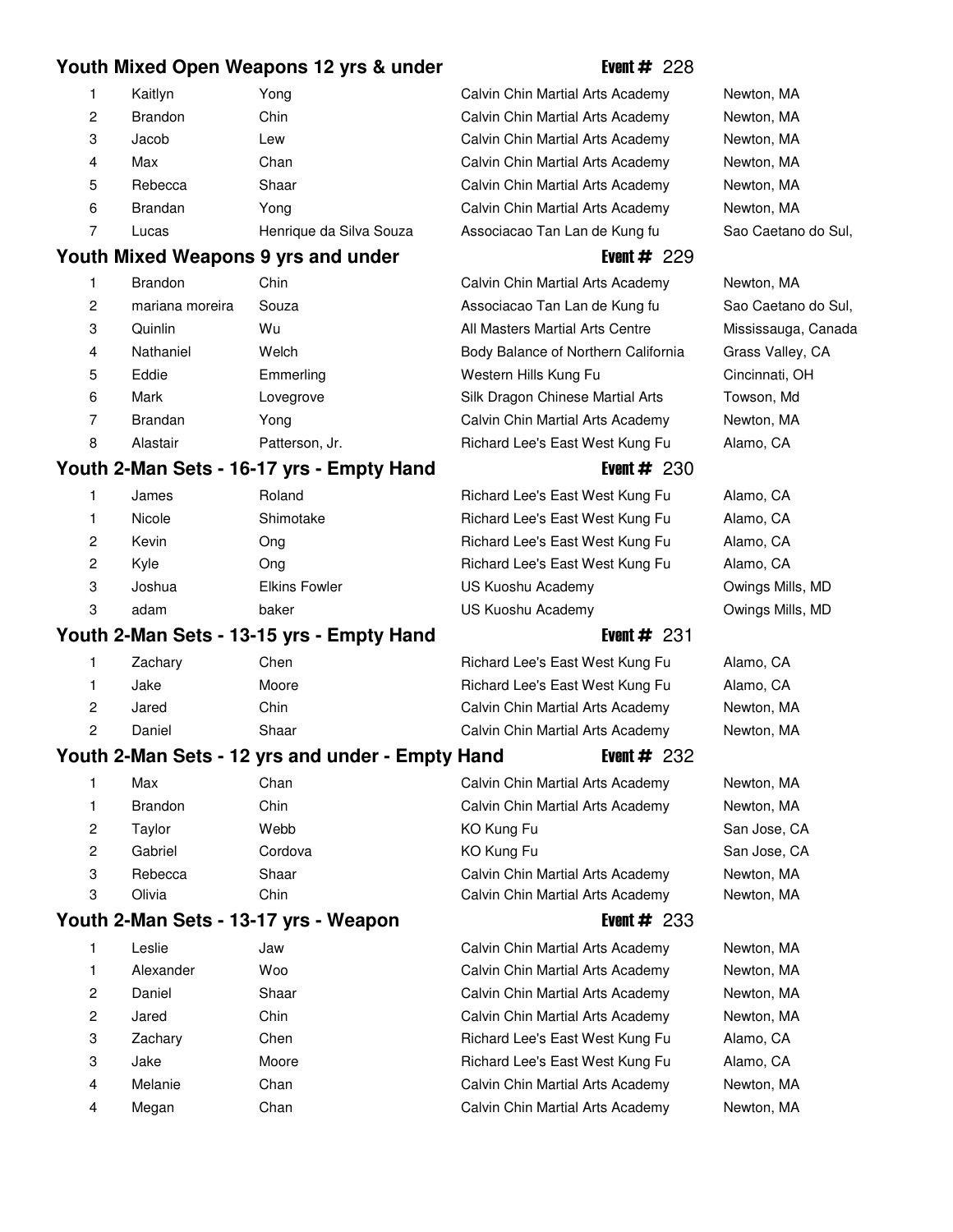## Youth Mixed Open Weapons 12 yrs & under — Event # 228

| | | | | |
|---|---|---|---|---|
| 1 | Kaitlyn | Yong | Calvin Chin Martial Arts Academy | Newton, MA |
| 2 | Brandon | Chin | Calvin Chin Martial Arts Academy | Newton, MA |
| 3 | Jacob | Lew | Calvin Chin Martial Arts Academy | Newton, MA |
| 4 | Max | Chan | Calvin Chin Martial Arts Academy | Newton, MA |
| 5 | Rebecca | Shaar | Calvin Chin Martial Arts Academy | Newton, MA |
| 6 | Brandan | Yong | Calvin Chin Martial Arts Academy | Newton, MA |
| 7 | Lucas | Henrique da Silva Souza | Associacao Tan Lan de Kung fu | Sao Caetano do Sul, |

## Youth Mixed Weapons 9 yrs and under — Event # 229

| | | | | |
|---|---|---|---|---|
| 1 | Brandon | Chin | Calvin Chin Martial Arts Academy | Newton, MA |
| 2 | mariana moreira | Souza | Associacao Tan Lan de Kung fu | Sao Caetano do Sul, |
| 3 | Quinlin | Wu | All Masters Martial Arts Centre | Mississauga, Canada |
| 4 | Nathaniel | Welch | Body Balance of Northern California | Grass Valley, CA |
| 5 | Eddie | Emmerling | Western Hills Kung Fu | Cincinnati, OH |
| 6 | Mark | Lovegrove | Silk Dragon Chinese Martial Arts | Towson, Md |
| 7 | Brandan | Yong | Calvin Chin Martial Arts Academy | Newton, MA |
| 8 | Alastair | Patterson, Jr. | Richard Lee's East West Kung Fu | Alamo, CA |

## Youth 2-Man Sets - 16-17 yrs - Empty Hand — Event # 230

| | | | | |
|---|---|---|---|---|
| 1 | James | Roland | Richard Lee's East West Kung Fu | Alamo, CA |
| 1 | Nicole | Shimotake | Richard Lee's East West Kung Fu | Alamo, CA |
| 2 | Kevin | Ong | Richard Lee's East West Kung Fu | Alamo, CA |
| 2 | Kyle | Ong | Richard Lee's East West Kung Fu | Alamo, CA |
| 3 | Joshua | Elkins Fowler | US Kuoshu Academy | Owings Mills, MD |
| 3 | adam | baker | US Kuoshu Academy | Owings Mills, MD |

## Youth 2-Man Sets - 13-15 yrs - Empty Hand — Event # 231

| | | | | |
|---|---|---|---|---|
| 1 | Zachary | Chen | Richard Lee's East West Kung Fu | Alamo, CA |
| 1 | Jake | Moore | Richard Lee's East West Kung Fu | Alamo, CA |
| 2 | Jared | Chin | Calvin Chin Martial Arts Academy | Newton, MA |
| 2 | Daniel | Shaar | Calvin Chin Martial Arts Academy | Newton, MA |

## Youth 2-Man Sets - 12 yrs and under - Empty Hand — Event # 232

| | | | | |
|---|---|---|---|---|
| 1 | Max | Chan | Calvin Chin Martial Arts Academy | Newton, MA |
| 1 | Brandon | Chin | Calvin Chin Martial Arts Academy | Newton, MA |
| 2 | Taylor | Webb | KO Kung Fu | San Jose, CA |
| 2 | Gabriel | Cordova | KO Kung Fu | San Jose, CA |
| 3 | Rebecca | Shaar | Calvin Chin Martial Arts Academy | Newton, MA |
| 3 | Olivia | Chin | Calvin Chin Martial Arts Academy | Newton, MA |

## Youth 2-Man Sets - 13-17 yrs - Weapon — Event # 233

| | | | | |
|---|---|---|---|---|
| 1 | Leslie | Jaw | Calvin Chin Martial Arts Academy | Newton, MA |
| 1 | Alexander | Woo | Calvin Chin Martial Arts Academy | Newton, MA |
| 2 | Daniel | Shaar | Calvin Chin Martial Arts Academy | Newton, MA |
| 2 | Jared | Chin | Calvin Chin Martial Arts Academy | Newton, MA |
| 3 | Zachary | Chen | Richard Lee's East West Kung Fu | Alamo, CA |
| 3 | Jake | Moore | Richard Lee's East West Kung Fu | Alamo, CA |
| 4 | Melanie | Chan | Calvin Chin Martial Arts Academy | Newton, MA |
| 4 | Megan | Chan | Calvin Chin Martial Arts Academy | Newton, MA |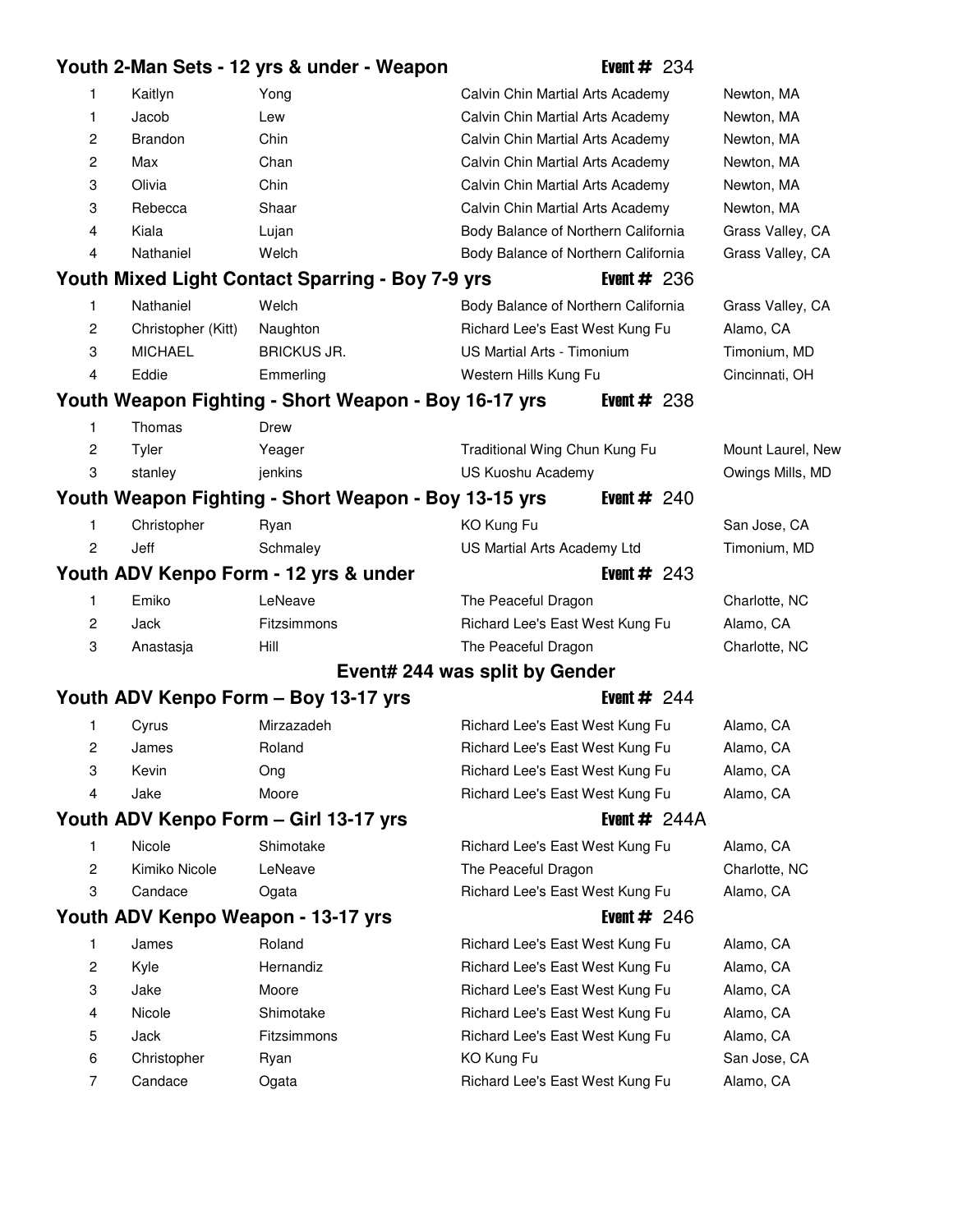## Youth 2-Man Sets - 12 yrs & under - Weapon

**Event #** 234

| Place | First Name | Last Name | School | Location |
|---|---|---|---|---|
| 1 | Kaitlyn | Yong | Calvin Chin Martial Arts Academy | Newton, MA |
| 1 | Jacob | Lew | Calvin Chin Martial Arts Academy | Newton, MA |
| 2 | Brandon | Chin | Calvin Chin Martial Arts Academy | Newton, MA |
| 2 | Max | Chan | Calvin Chin Martial Arts Academy | Newton, MA |
| 3 | Olivia | Chin | Calvin Chin Martial Arts Academy | Newton, MA |
| 3 | Rebecca | Shaar | Calvin Chin Martial Arts Academy | Newton, MA |
| 4 | Kiala | Lujan | Body Balance of Northern California | Grass Valley, CA |
| 4 | Nathaniel | Welch | Body Balance of Northern California | Grass Valley, CA |

## Youth Mixed Light Contact Sparring - Boy 7-9 yrs

**Event #** 236

| Place | First Name | Last Name | School | Location |
|---|---|---|---|---|
| 1 | Nathaniel | Welch | Body Balance of Northern California | Grass Valley, CA |
| 2 | Christopher (Kitt) | Naughton | Richard Lee's East West Kung Fu | Alamo, CA |
| 3 | MICHAEL | BRICKUS JR. | US Martial Arts - Timonium | Timonium, MD |
| 4 | Eddie | Emmerling | Western Hills Kung Fu | Cincinnati, OH |

## Youth Weapon Fighting - Short Weapon - Boy 16-17 yrs

**Event #** 238

| Place | First Name | Last Name | School | Location |
|---|---|---|---|---|
| 1 | Thomas | Drew | | |
| 2 | Tyler | Yeager | Traditional Wing Chun Kung Fu | Mount Laurel, New |
| 3 | stanley | jenkins | US Kuoshu Academy | Owings Mills, MD |

## Youth Weapon Fighting - Short Weapon - Boy 13-15 yrs

**Event #** 240

| Place | First Name | Last Name | School | Location |
|---|---|---|---|---|
| 1 | Christopher | Ryan | KO Kung Fu | San Jose, CA |
| 2 | Jeff | Schmaley | US Martial Arts Academy Ltd | Timonium, MD |

## Youth ADV Kenpo Form - 12 yrs & under

**Event #** 243

| Place | First Name | Last Name | School | Location |
|---|---|---|---|---|
| 1 | Emiko | LeNeave | The Peaceful Dragon | Charlotte, NC |
| 2 | Jack | Fitzsimmons | Richard Lee's East West Kung Fu | Alamo, CA |
| 3 | Anastasja | Hill | The Peaceful Dragon | Charlotte, NC |

**Event# 244 was split by Gender**

## Youth ADV Kenpo Form – Boy 13-17 yrs

**Event #** 244

| Place | First Name | Last Name | School | Location |
|---|---|---|---|---|
| 1 | Cyrus | Mirzazadeh | Richard Lee's East West Kung Fu | Alamo, CA |
| 2 | James | Roland | Richard Lee's East West Kung Fu | Alamo, CA |
| 3 | Kevin | Ong | Richard Lee's East West Kung Fu | Alamo, CA |
| 4 | Jake | Moore | Richard Lee's East West Kung Fu | Alamo, CA |

## Youth ADV Kenpo Form – Girl 13-17 yrs

**Event #** 244A

| Place | First Name | Last Name | School | Location |
|---|---|---|---|---|
| 1 | Nicole | Shimotake | Richard Lee's East West Kung Fu | Alamo, CA |
| 2 | Kimiko Nicole | LeNeave | The Peaceful Dragon | Charlotte, NC |
| 3 | Candace | Ogata | Richard Lee's East West Kung Fu | Alamo, CA |

## Youth ADV Kenpo Weapon - 13-17 yrs

**Event #** 246

| Place | First Name | Last Name | School | Location |
|---|---|---|---|---|
| 1 | James | Roland | Richard Lee's East West Kung Fu | Alamo, CA |
| 2 | Kyle | Hernandiz | Richard Lee's East West Kung Fu | Alamo, CA |
| 3 | Jake | Moore | Richard Lee's East West Kung Fu | Alamo, CA |
| 4 | Nicole | Shimotake | Richard Lee's East West Kung Fu | Alamo, CA |
| 5 | Jack | Fitzsimmons | Richard Lee's East West Kung Fu | Alamo, CA |
| 6 | Christopher | Ryan | KO Kung Fu | San Jose, CA |
| 7 | Candace | Ogata | Richard Lee's East West Kung Fu | Alamo, CA |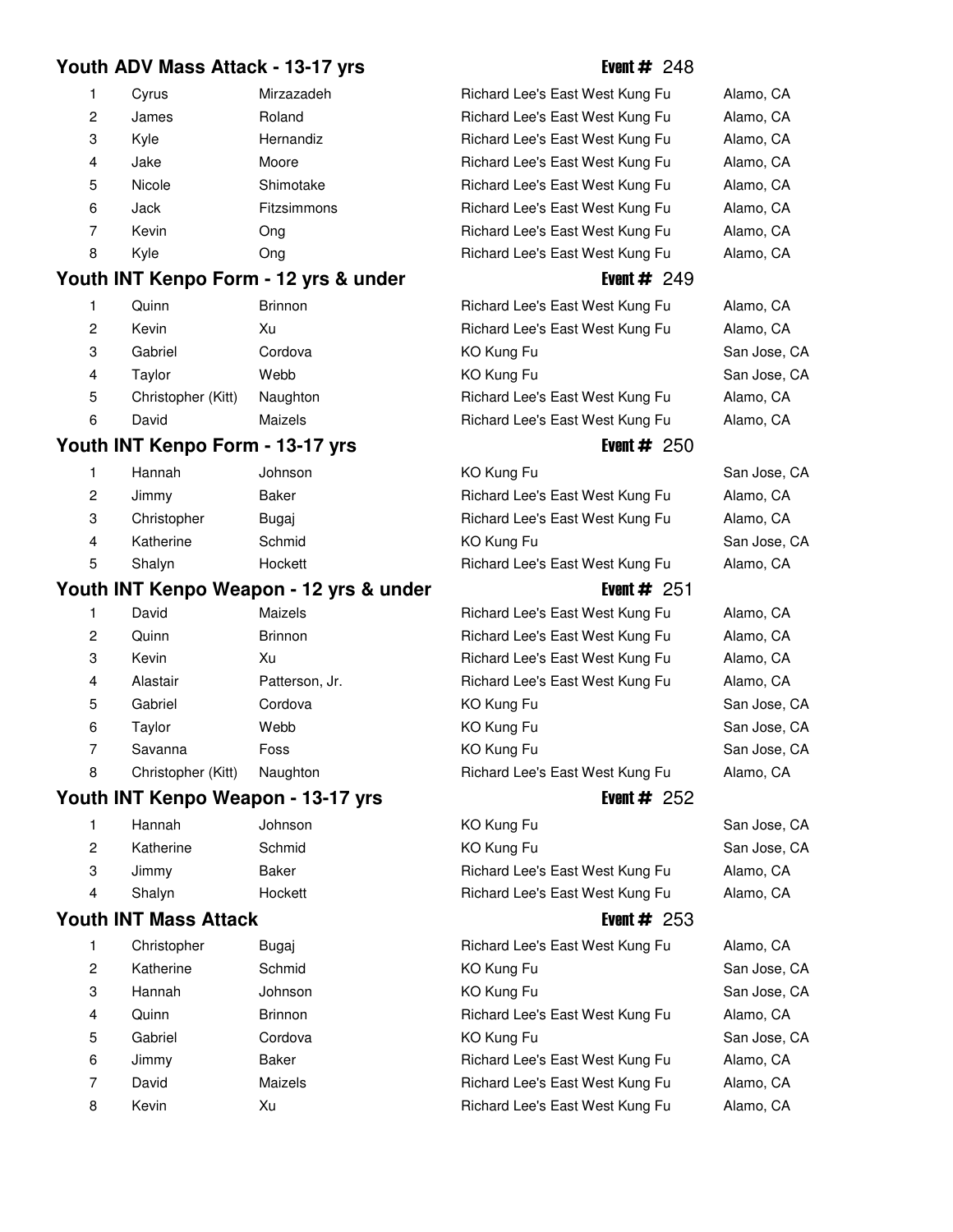## Youth ADV Mass Attack - 13-17 yrs

**Event #** 248

| | | | | |
|---|---|---|---|---|
| 1 | Cyrus | Mirzazadeh | Richard Lee's East West Kung Fu | Alamo, CA |
| 2 | James | Roland | Richard Lee's East West Kung Fu | Alamo, CA |
| 3 | Kyle | Hernandiz | Richard Lee's East West Kung Fu | Alamo, CA |
| 4 | Jake | Moore | Richard Lee's East West Kung Fu | Alamo, CA |
| 5 | Nicole | Shimotake | Richard Lee's East West Kung Fu | Alamo, CA |
| 6 | Jack | Fitzsimmons | Richard Lee's East West Kung Fu | Alamo, CA |
| 7 | Kevin | Ong | Richard Lee's East West Kung Fu | Alamo, CA |
| 8 | Kyle | Ong | Richard Lee's East West Kung Fu | Alamo, CA |

## Youth INT Kenpo Form - 12 yrs & under

**Event #** 249

| | | | | |
|---|---|---|---|---|
| 1 | Quinn | Brinnon | Richard Lee's East West Kung Fu | Alamo, CA |
| 2 | Kevin | Xu | Richard Lee's East West Kung Fu | Alamo, CA |
| 3 | Gabriel | Cordova | KO Kung Fu | San Jose, CA |
| 4 | Taylor | Webb | KO Kung Fu | San Jose, CA |
| 5 | Christopher (Kitt) | Naughton | Richard Lee's East West Kung Fu | Alamo, CA |
| 6 | David | Maizels | Richard Lee's East West Kung Fu | Alamo, CA |

## Youth INT Kenpo Form - 13-17 yrs

**Event #** 250

| | | | | |
|---|---|---|---|---|
| 1 | Hannah | Johnson | KO Kung Fu | San Jose, CA |
| 2 | Jimmy | Baker | Richard Lee's East West Kung Fu | Alamo, CA |
| 3 | Christopher | Bugaj | Richard Lee's East West Kung Fu | Alamo, CA |
| 4 | Katherine | Schmid | KO Kung Fu | San Jose, CA |
| 5 | Shalyn | Hockett | Richard Lee's East West Kung Fu | Alamo, CA |

## Youth INT Kenpo Weapon - 12 yrs & under

**Event #** 251

| | | | | |
|---|---|---|---|---|
| 1 | David | Maizels | Richard Lee's East West Kung Fu | Alamo, CA |
| 2 | Quinn | Brinnon | Richard Lee's East West Kung Fu | Alamo, CA |
| 3 | Kevin | Xu | Richard Lee's East West Kung Fu | Alamo, CA |
| 4 | Alastair | Patterson, Jr. | Richard Lee's East West Kung Fu | Alamo, CA |
| 5 | Gabriel | Cordova | KO Kung Fu | San Jose, CA |
| 6 | Taylor | Webb | KO Kung Fu | San Jose, CA |
| 7 | Savanna | Foss | KO Kung Fu | San Jose, CA |
| 8 | Christopher (Kitt) | Naughton | Richard Lee's East West Kung Fu | Alamo, CA |

## Youth INT Kenpo Weapon - 13-17 yrs

**Event #** 252

| | | | | |
|---|---|---|---|---|
| 1 | Hannah | Johnson | KO Kung Fu | San Jose, CA |
| 2 | Katherine | Schmid | KO Kung Fu | San Jose, CA |
| 3 | Jimmy | Baker | Richard Lee's East West Kung Fu | Alamo, CA |
| 4 | Shalyn | Hockett | Richard Lee's East West Kung Fu | Alamo, CA |

## Youth INT Mass Attack

**Event #** 253

| | | | | |
|---|---|---|---|---|
| 1 | Christopher | Bugaj | Richard Lee's East West Kung Fu | Alamo, CA |
| 2 | Katherine | Schmid | KO Kung Fu | San Jose, CA |
| 3 | Hannah | Johnson | KO Kung Fu | San Jose, CA |
| 4 | Quinn | Brinnon | Richard Lee's East West Kung Fu | Alamo, CA |
| 5 | Gabriel | Cordova | KO Kung Fu | San Jose, CA |
| 6 | Jimmy | Baker | Richard Lee's East West Kung Fu | Alamo, CA |
| 7 | David | Maizels | Richard Lee's East West Kung Fu | Alamo, CA |
| 8 | Kevin | Xu | Richard Lee's East West Kung Fu | Alamo, CA |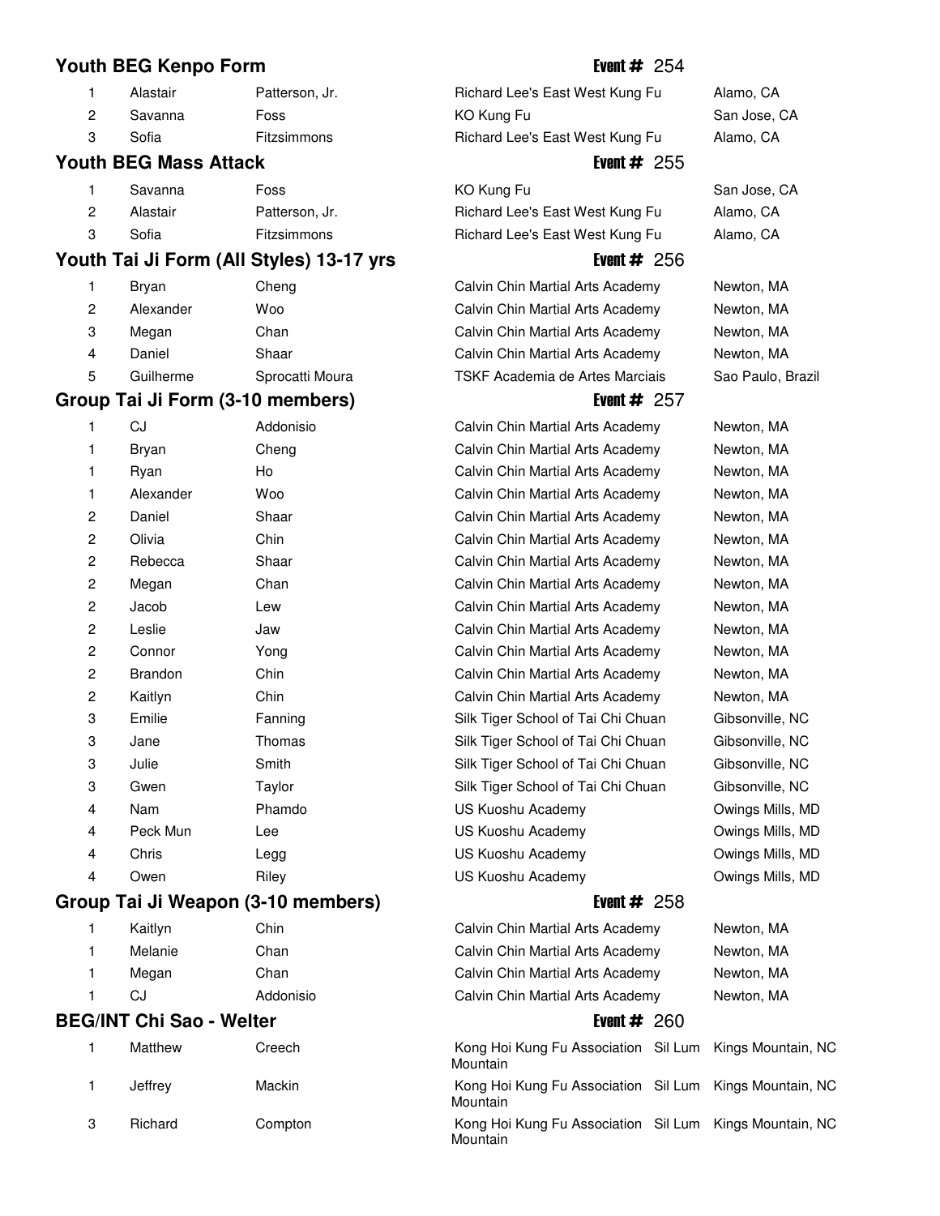## Youth BEG Kenpo Form

**Event #** 254

| Place | First Name | Last Name | School | Location |
|---|---|---|---|---|
| 1 | Alastair | Patterson, Jr. | Richard Lee's East West Kung Fu | Alamo, CA |
| 2 | Savanna | Foss | KO Kung Fu | San Jose, CA |
| 3 | Sofia | Fitzsimmons | Richard Lee's East West Kung Fu | Alamo, CA |

## Youth BEG Mass Attack

**Event #** 255

| Place | First Name | Last Name | School | Location |
|---|---|---|---|---|
| 1 | Savanna | Foss | KO Kung Fu | San Jose, CA |
| 2 | Alastair | Patterson, Jr. | Richard Lee's East West Kung Fu | Alamo, CA |
| 3 | Sofia | Fitzsimmons | Richard Lee's East West Kung Fu | Alamo, CA |

## Youth Tai Ji Form (All Styles) 13-17 yrs

**Event #** 256

| Place | First Name | Last Name | School | Location |
|---|---|---|---|---|
| 1 | Bryan | Cheng | Calvin Chin Martial Arts Academy | Newton, MA |
| 2 | Alexander | Woo | Calvin Chin Martial Arts Academy | Newton, MA |
| 3 | Megan | Chan | Calvin Chin Martial Arts Academy | Newton, MA |
| 4 | Daniel | Shaar | Calvin Chin Martial Arts Academy | Newton, MA |
| 5 | Guilherme | Sprocatti Moura | TSKF Academia de Artes Marciais | Sao Paulo, Brazil |

## Group Tai Ji Form (3-10 members)

**Event #** 257

| Place | First Name | Last Name | School | Location |
|---|---|---|---|---|
| 1 | CJ | Addonisio | Calvin Chin Martial Arts Academy | Newton, MA |
| 1 | Bryan | Cheng | Calvin Chin Martial Arts Academy | Newton, MA |
| 1 | Ryan | Ho | Calvin Chin Martial Arts Academy | Newton, MA |
| 1 | Alexander | Woo | Calvin Chin Martial Arts Academy | Newton, MA |
| 2 | Daniel | Shaar | Calvin Chin Martial Arts Academy | Newton, MA |
| 2 | Olivia | Chin | Calvin Chin Martial Arts Academy | Newton, MA |
| 2 | Rebecca | Shaar | Calvin Chin Martial Arts Academy | Newton, MA |
| 2 | Megan | Chan | Calvin Chin Martial Arts Academy | Newton, MA |
| 2 | Jacob | Lew | Calvin Chin Martial Arts Academy | Newton, MA |
| 2 | Leslie | Jaw | Calvin Chin Martial Arts Academy | Newton, MA |
| 2 | Connor | Yong | Calvin Chin Martial Arts Academy | Newton, MA |
| 2 | Brandon | Chin | Calvin Chin Martial Arts Academy | Newton, MA |
| 2 | Kaitlyn | Chin | Calvin Chin Martial Arts Academy | Newton, MA |
| 3 | Emilie | Fanning | Silk Tiger School of Tai Chi Chuan | Gibsonville, NC |
| 3 | Jane | Thomas | Silk Tiger School of Tai Chi Chuan | Gibsonville, NC |
| 3 | Julie | Smith | Silk Tiger School of Tai Chi Chuan | Gibsonville, NC |
| 3 | Gwen | Taylor | Silk Tiger School of Tai Chi Chuan | Gibsonville, NC |
| 4 | Nam | Phamdo | US Kuoshu Academy | Owings Mills, MD |
| 4 | Peck Mun | Lee | US Kuoshu Academy | Owings Mills, MD |
| 4 | Chris | Legg | US Kuoshu Academy | Owings Mills, MD |
| 4 | Owen | Riley | US Kuoshu Academy | Owings Mills, MD |

## Group Tai Ji Weapon (3-10 members)

**Event #** 258

| Place | First Name | Last Name | School | Location |
|---|---|---|---|---|
| 1 | Kaitlyn | Chin | Calvin Chin Martial Arts Academy | Newton, MA |
| 1 | Melanie | Chan | Calvin Chin Martial Arts Academy | Newton, MA |
| 1 | Megan | Chan | Calvin Chin Martial Arts Academy | Newton, MA |
| 1 | CJ | Addonisio | Calvin Chin Martial Arts Academy | Newton, MA |

## BEG/INT Chi Sao - Welter

**Event #** 260

| Place | First Name | Last Name | School | Location |
|---|---|---|---|---|
| 1 | Matthew | Creech | Kong Hoi Kung Fu Association Sil Lum Mountain | Kings Mountain, NC |
| 1 | Jeffrey | Mackin | Kong Hoi Kung Fu Association Sil Lum Mountain | Kings Mountain, NC |
| 3 | Richard | Compton | Kong Hoi Kung Fu Association Sil Lum Mountain | Kings Mountain, NC |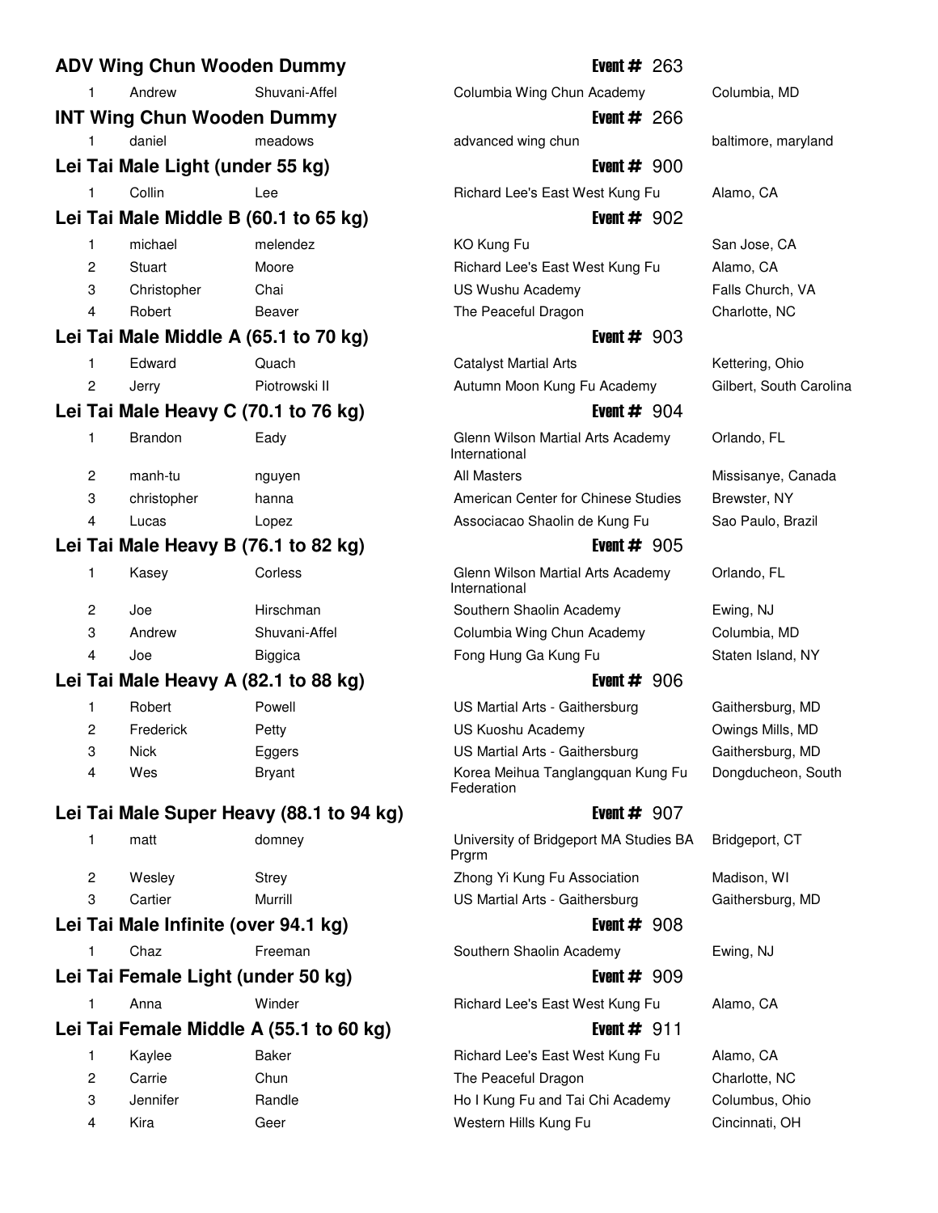## ADV Wing Chun Wooden Dummy

Event # 263

| Place | First Name | Last Name | School | Location |
|---|---|---|---|---|
| 1 | Andrew | Shuvani-Affel | Columbia Wing Chun Academy | Columbia, MD |

## INT Wing Chun Wooden Dummy

Event # 266

| Place | First Name | Last Name | School | Location |
|---|---|---|---|---|
| 1 | daniel | meadows | advanced wing chun | baltimore, maryland |

## Lei Tai Male Light (under 55 kg)

Event # 900

| Place | First Name | Last Name | School | Location |
|---|---|---|---|---|
| 1 | Collin | Lee | Richard Lee's East West Kung Fu | Alamo, CA |

## Lei Tai Male Middle B (60.1 to 65 kg)

Event # 902

| Place | First Name | Last Name | School | Location |
|---|---|---|---|---|
| 1 | michael | melendez | KO Kung Fu | San Jose, CA |
| 2 | Stuart | Moore | Richard Lee's East West Kung Fu | Alamo, CA |
| 3 | Christopher | Chai | US Wushu Academy | Falls Church, VA |
| 4 | Robert | Beaver | The Peaceful Dragon | Charlotte, NC |

## Lei Tai Male Middle A (65.1 to 70 kg)

Event # 903

| Place | First Name | Last Name | School | Location |
|---|---|---|---|---|
| 1 | Edward | Quach | Catalyst Martial Arts | Kettering, Ohio |
| 2 | Jerry | Piotrowski II | Autumn Moon Kung Fu Academy | Gilbert, South Carolina |

## Lei Tai Male Heavy C (70.1 to 76 kg)

Event # 904

| Place | First Name | Last Name | School | Location |
|---|---|---|---|---|
| 1 | Brandon | Eady | Glenn Wilson Martial Arts Academy International | Orlando, FL |
| 2 | manh-tu | nguyen | All Masters | Missisanye, Canada |
| 3 | christopher | hanna | American Center for Chinese Studies | Brewster, NY |
| 4 | Lucas | Lopez | Associacao Shaolin de Kung Fu | Sao Paulo, Brazil |

## Lei Tai Male Heavy B (76.1 to 82 kg)

Event # 905

| Place | First Name | Last Name | School | Location |
|---|---|---|---|---|
| 1 | Kasey | Corless | Glenn Wilson Martial Arts Academy International | Orlando, FL |
| 2 | Joe | Hirschman | Southern Shaolin Academy | Ewing, NJ |
| 3 | Andrew | Shuvani-Affel | Columbia Wing Chun Academy | Columbia, MD |
| 4 | Joe | Biggica | Fong Hung Ga Kung Fu | Staten Island, NY |

## Lei Tai Male Heavy A (82.1 to 88 kg)

Event # 906

| Place | First Name | Last Name | School | Location |
|---|---|---|---|---|
| 1 | Robert | Powell | US Martial Arts - Gaithersburg | Gaithersburg, MD |
| 2 | Frederick | Petty | US Kuoshu Academy | Owings Mills, MD |
| 3 | Nick | Eggers | US Martial Arts - Gaithersburg | Gaithersburg, MD |
| 4 | Wes | Bryant | Korea Meihua Tanglangquan Kung Fu Federation | Dongducheon, South |

## Lei Tai Male Super Heavy (88.1 to 94 kg)

Event # 907

| Place | First Name | Last Name | School | Location |
|---|---|---|---|---|
| 1 | matt | domney | University of Bridgeport MA Studies BA Prgrm | Bridgeport, CT |
| 2 | Wesley | Strey | Zhong Yi Kung Fu Association | Madison, WI |
| 3 | Cartier | Murrill | US Martial Arts - Gaithersburg | Gaithersburg, MD |

## Lei Tai Male Infinite (over 94.1 kg)

Event # 908

| Place | First Name | Last Name | School | Location |
|---|---|---|---|---|
| 1 | Chaz | Freeman | Southern Shaolin Academy | Ewing, NJ |

## Lei Tai Female Light (under 50 kg)

Event # 909

| Place | First Name | Last Name | School | Location |
|---|---|---|---|---|
| 1 | Anna | Winder | Richard Lee's East West Kung Fu | Alamo, CA |

## Lei Tai Female Middle A (55.1 to 60 kg)

Event # 911

| Place | First Name | Last Name | School | Location |
|---|---|---|---|---|
| 1 | Kaylee | Baker | Richard Lee's East West Kung Fu | Alamo, CA |
| 2 | Carrie | Chun | The Peaceful Dragon | Charlotte, NC |
| 3 | Jennifer | Randle | Ho I Kung Fu and Tai Chi Academy | Columbus, Ohio |
| 4 | Kira | Geer | Western Hills Kung Fu | Cincinnati, OH |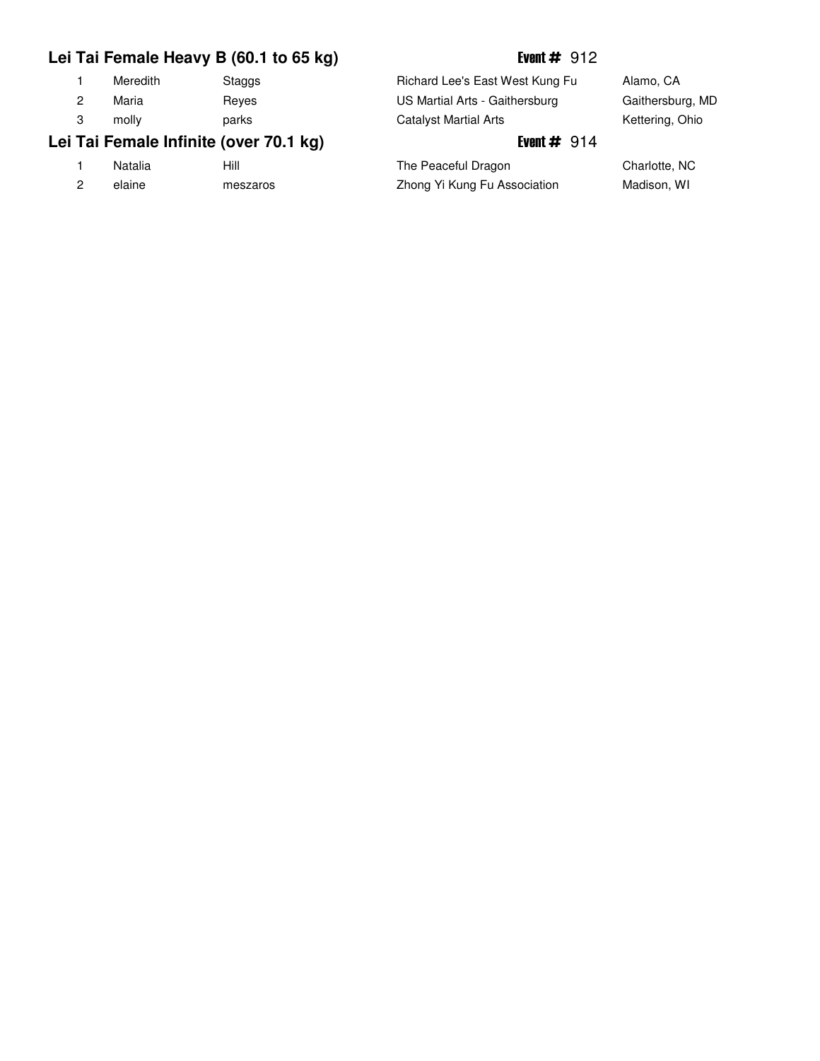## Lei Tai Female Heavy B (60.1 to 65 kg)

**Event #** 912

| | | | | |
|---|---|---|---|---|
| 1 | Meredith | Staggs | Richard Lee's East West Kung Fu | Alamo, CA |
| 2 | Maria | Reyes | US Martial Arts - Gaithersburg | Gaithersburg, MD |
| 3 | molly | parks | Catalyst Martial Arts | Kettering, Ohio |

## Lei Tai Female Infinite (over 70.1 kg)

**Event #** 914

| | | | | |
|---|---|---|---|---|
| 1 | Natalia | Hill | The Peaceful Dragon | Charlotte, NC |
| 2 | elaine | meszaros | Zhong Yi Kung Fu Association | Madison, WI |